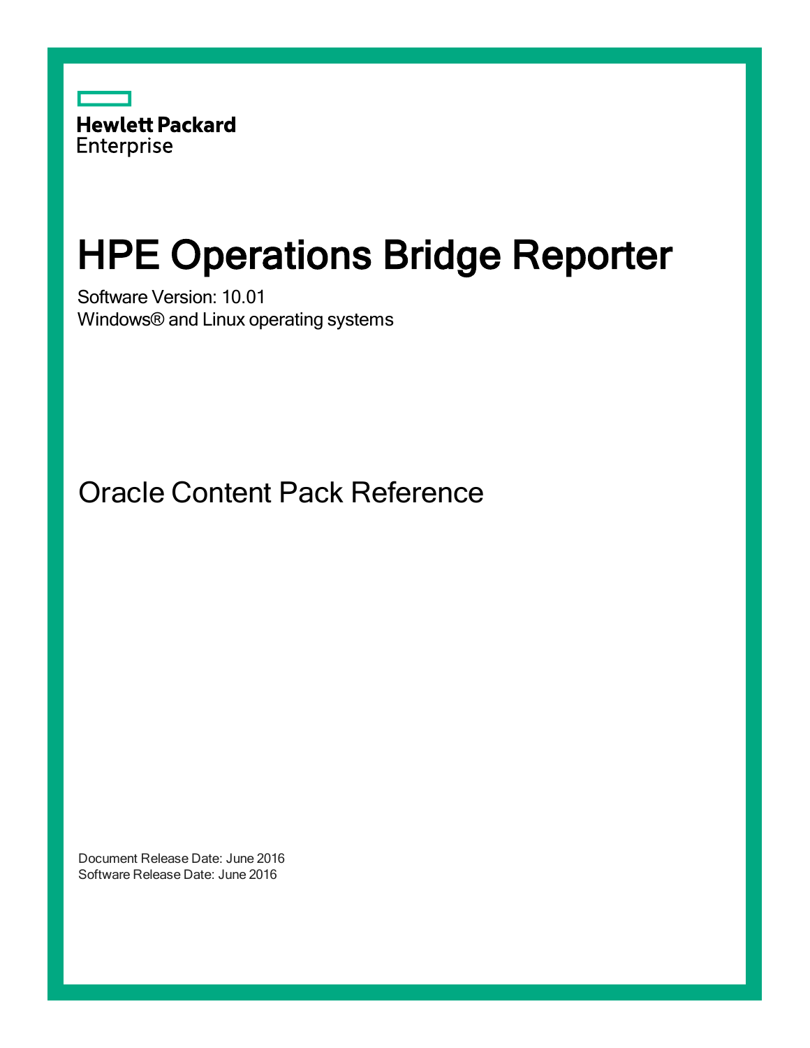Hewlett Packard Enterprise

# HPE Operations Bridge Reporter

Software Version: 10.01

Windows® and Linux operating systems

## Oracle Content Pack Reference

Document Release Date: June 2016

Software Release Date: June 2016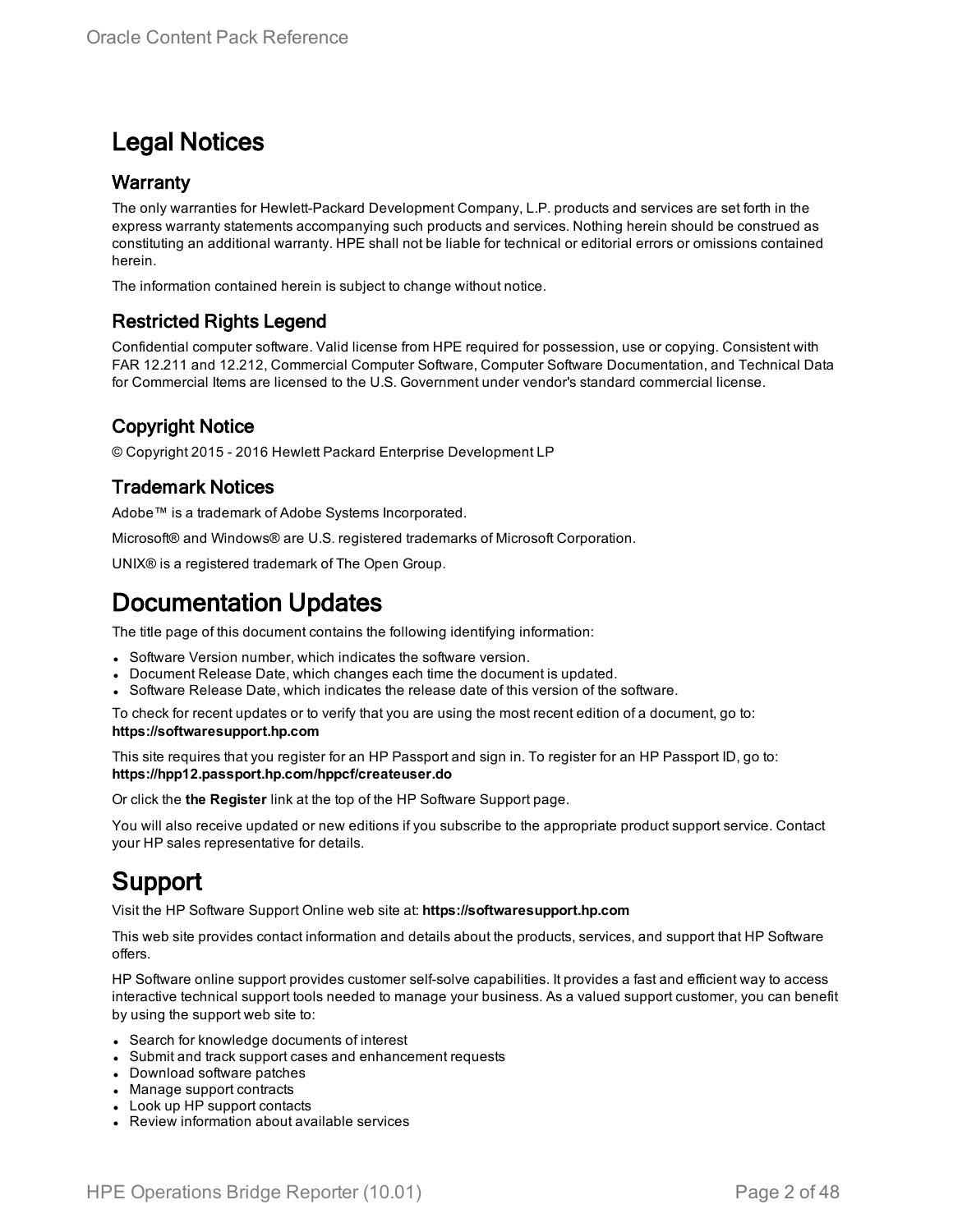# Legal Notices

## Warranty

The only warranties for Hewlett-Packard Development Company, L.P. products and services are set forth in the express warranty statements accompanying such products and services. Nothing herein should be construed as constituting an additional warranty. HPE shall not be liable for technical or editorial errors or omissions contained herein.

The information contained herein is subject to change without notice.

## Restricted Rights Legend

Confidential computer software. Valid license from HPE required for possession, use or copying. Consistent with FAR 12.211 and 12.212, Commercial Computer Software, Computer Software Documentation, and Technical Data for Commercial Items are licensed to the U.S. Government under vendor's standard commercial license.

## Copyright Notice

© Copyright 2015 - 2016 Hewlett Packard Enterprise Development LP

## Trademark Notices

Adobe™ is a trademark of Adobe Systems Incorporated.

Microsoft® and Windows® are U.S. registered trademarks of Microsoft Corporation.

UNIX® is a registered trademark of The Open Group.

# Documentation Updates

The title page of this document contains the following identifying information:

- Software Version number, which indicates the software version.
- Document Release Date, which changes each time the document is updated.
- Software Release Date, which indicates the release date of this version of the software.

To check for recent updates or to verify that you are using the most recent edition of a document, go to: **https://softwaresupport.hp.com**

This site requires that you register for an HP Passport and sign in. To register for an HP Passport ID, go to: **https://hpp12.passport.hp.com/hppcf/createuser.do**

Or click the **the Register** link at the top of the HP Software Support page.

You will also receive updated or new editions if you subscribe to the appropriate product support service. Contact your HP sales representative for details.

# Support

Visit the HP Software Support Online web site at: **https://softwaresupport.hp.com**

This web site provides contact information and details about the products, services, and support that HP Software offers.

HP Software online support provides customer self-solve capabilities. It provides a fast and efficient way to access interactive technical support tools needed to manage your business. As a valued support customer, you can benefit by using the support web site to:

- Search for knowledge documents of interest
- Submit and track support cases and enhancement requests
- Download software patches
- Manage support contracts
- Look up HP support contacts
- Review information about available services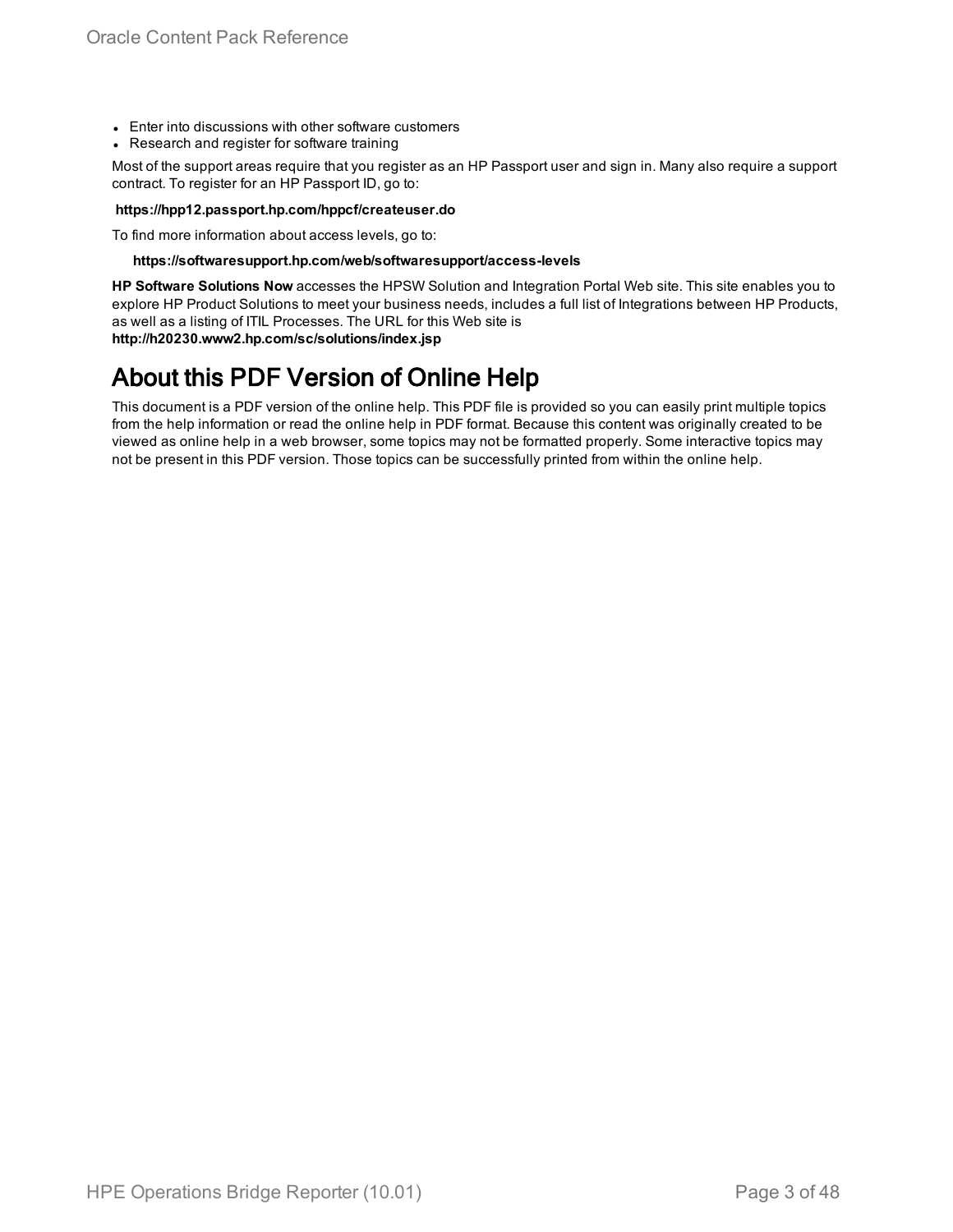- Enter into discussions with other software customers
- Research and register for software training

Most of the support areas require that you register as an HP Passport user and sign in. Many also require a support contract. To register for an HP Passport ID, go to:

**https://hpp12.passport.hp.com/hppcf/createuser.do**

To find more information about access levels, go to:

**https://softwaresupport.hp.com/web/softwaresupport/access-levels**

**HP Software Solutions Now** accesses the HPSW Solution and Integration Portal Web site. This site enables you to explore HP Product Solutions to meet your business needs, includes a full list of Integrations between HP Products, as well as a listing of ITIL Processes. The URL for this Web site is **http://h20230.www2.hp.com/sc/solutions/index.jsp**

# About this PDF Version of Online Help

This document is a PDF version of the online help. This PDF file is provided so you can easily print multiple topics from the help information or read the online help in PDF format. Because this content was originally created to be viewed as online help in a web browser, some topics may not be formatted properly. Some interactive topics may not be present in this PDF version. Those topics can be successfully printed from within the online help.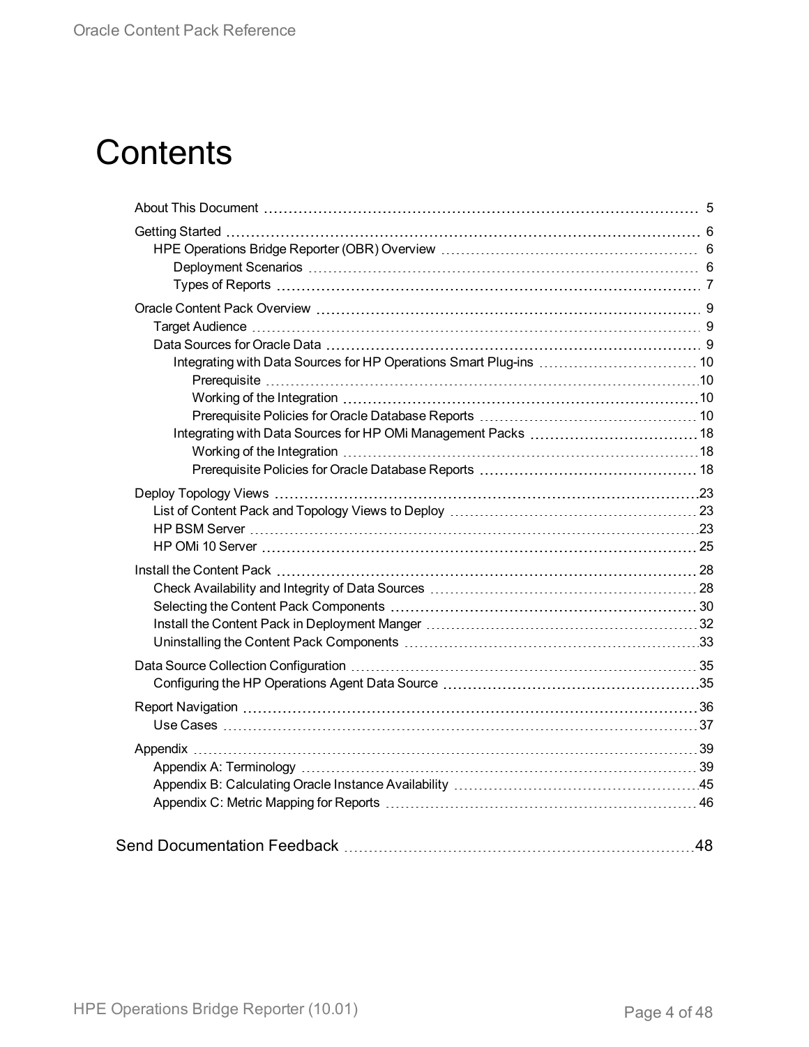# Contents

- About This Document 5
- Getting Started 6
  - HPE Operations Bridge Reporter (OBR) Overview 6
    - Deployment Scenarios 6
    - Types of Reports 7
- Oracle Content Pack Overview 9
  - Target Audience 9
  - Data Sources for Oracle Data 9
    - Integrating with Data Sources for HP Operations Smart Plug-ins 10
      - Prerequisite 10
      - Working of the Integration 10
      - Prerequisite Policies for Oracle Database Reports 10
    - Integrating with Data Sources for HP OMi Management Packs 18
      - Working of the Integration 18
      - Prerequisite Policies for Oracle Database Reports 18
- Deploy Topology Views 23
  - List of Content Pack and Topology Views to Deploy 23
  - HP BSM Server 23
  - HP OMi 10 Server 25
- Install the Content Pack 28
  - Check Availability and Integrity of Data Sources 28
  - Selecting the Content Pack Components 30
  - Install the Content Pack in Deployment Manger 32
  - Uninstalling the Content Pack Components 33
- Data Source Collection Configuration 35
  - Configuring the HP Operations Agent Data Source 35
- Report Navigation 36
  - Use Cases 37
- Appendix 39
  - Appendix A: Terminology 39
  - Appendix B: Calculating Oracle Instance Availability 45
  - Appendix C: Metric Mapping for Reports 46

Send Documentation Feedback 48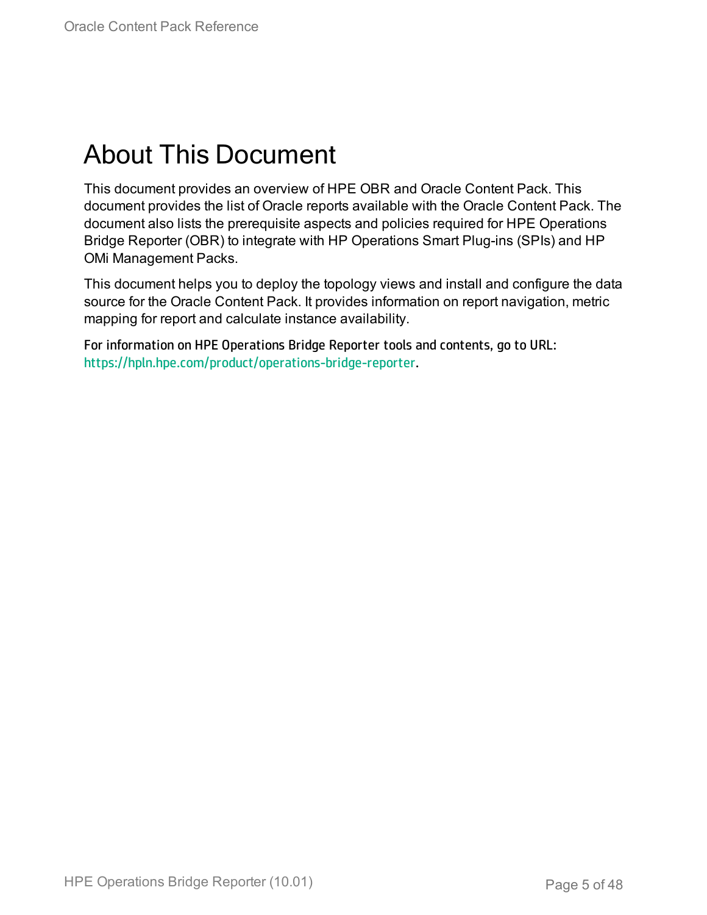# About This Document

This document provides an overview of HPE OBR and Oracle Content Pack. This document provides the list of Oracle reports available with the Oracle Content Pack. The document also lists the prerequisite aspects and policies required for HPE Operations Bridge Reporter (OBR) to integrate with HP Operations Smart Plug-ins (SPIs) and HP OMi Management Packs.

This document helps you to deploy the topology views and install and configure the data source for the Oracle Content Pack. It provides information on report navigation, metric mapping for report and calculate instance availability.

For information on HPE Operations Bridge Reporter tools and contents, go to URL: https://hpln.hpe.com/product/operations-bridge-reporter.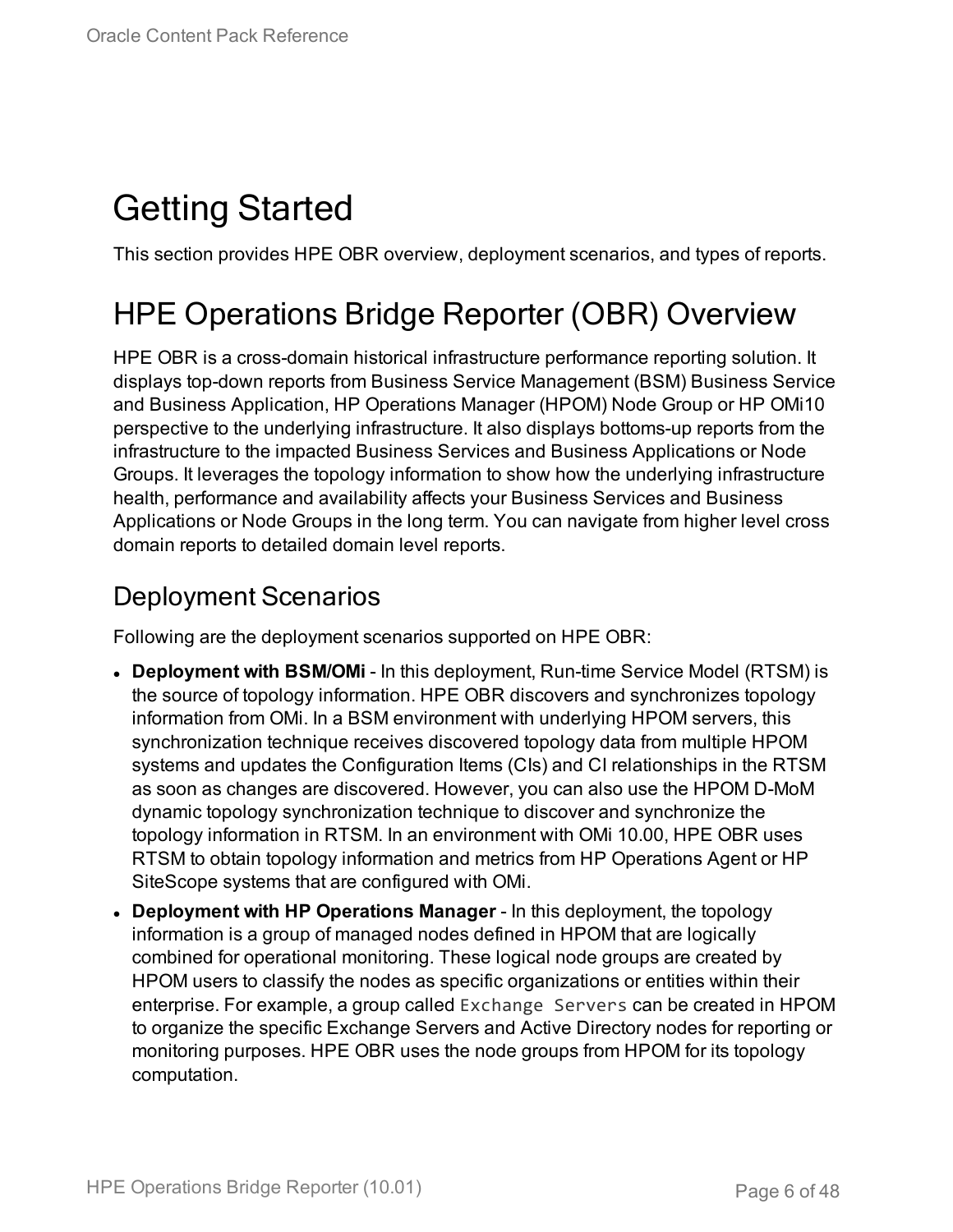# Getting Started

This section provides HPE OBR overview, deployment scenarios, and types of reports.

# HPE Operations Bridge Reporter (OBR) Overview

HPE OBR is a cross-domain historical infrastructure performance reporting solution. It displays top-down reports from Business Service Management (BSM) Business Service and Business Application, HP Operations Manager (HPOM) Node Group or HP OMi10 perspective to the underlying infrastructure. It also displays bottoms-up reports from the infrastructure to the impacted Business Services and Business Applications or Node Groups. It leverages the topology information to show how the underlying infrastructure health, performance and availability affects your Business Services and Business Applications or Node Groups in the long term. You can navigate from higher level cross domain reports to detailed domain level reports.

## Deployment Scenarios

Following are the deployment scenarios supported on HPE OBR:

- **Deployment with BSM/OMi** - In this deployment, Run-time Service Model (RTSM) is the source of topology information. HPE OBR discovers and synchronizes topology information from OMi. In a BSM environment with underlying HPOM servers, this synchronization technique receives discovered topology data from multiple HPOM systems and updates the Configuration Items (CIs) and CI relationships in the RTSM as soon as changes are discovered. However, you can also use the HPOM D-MoM dynamic topology synchronization technique to discover and synchronize the topology information in RTSM. In an environment with OMi 10.00, HPE OBR uses RTSM to obtain topology information and metrics from HP Operations Agent or HP SiteScope systems that are configured with OMi.
- **Deployment with HP Operations Manager** - In this deployment, the topology information is a group of managed nodes defined in HPOM that are logically combined for operational monitoring. These logical node groups are created by HPOM users to classify the nodes as specific organizations or entities within their enterprise. For example, a group called `Exchange Servers` can be created in HPOM to organize the specific Exchange Servers and Active Directory nodes for reporting or monitoring purposes. HPE OBR uses the node groups from HPOM for its topology computation.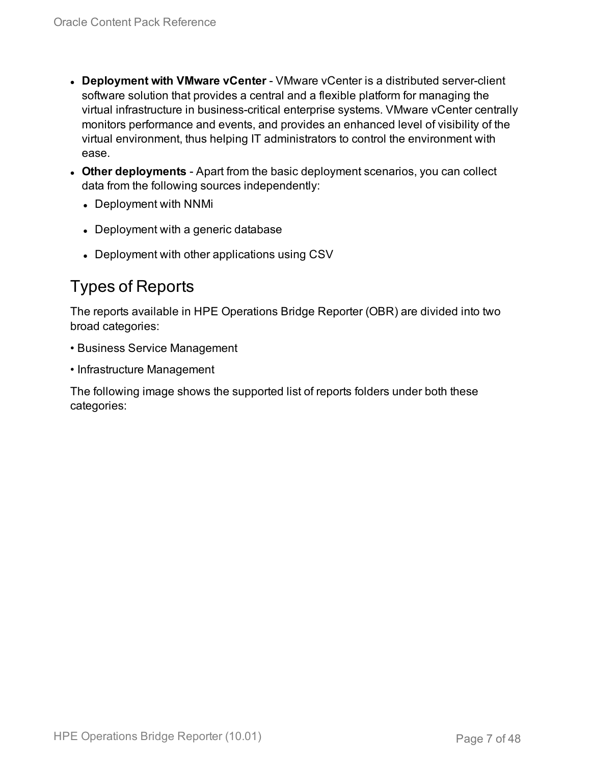- **Deployment with VMware vCenter** - VMware vCenter is a distributed server-client software solution that provides a central and a flexible platform for managing the virtual infrastructure in business-critical enterprise systems. VMware vCenter centrally monitors performance and events, and provides an enhanced level of visibility of the virtual environment, thus helping IT administrators to control the environment with ease.
- **Other deployments** - Apart from the basic deployment scenarios, you can collect data from the following sources independently:
  - Deployment with NNMi
  - Deployment with a generic database
  - Deployment with other applications using CSV

## Types of Reports

The reports available in HPE Operations Bridge Reporter (OBR) are divided into two broad categories:

• Business Service Management

• Infrastructure Management

The following image shows the supported list of reports folders under both these categories: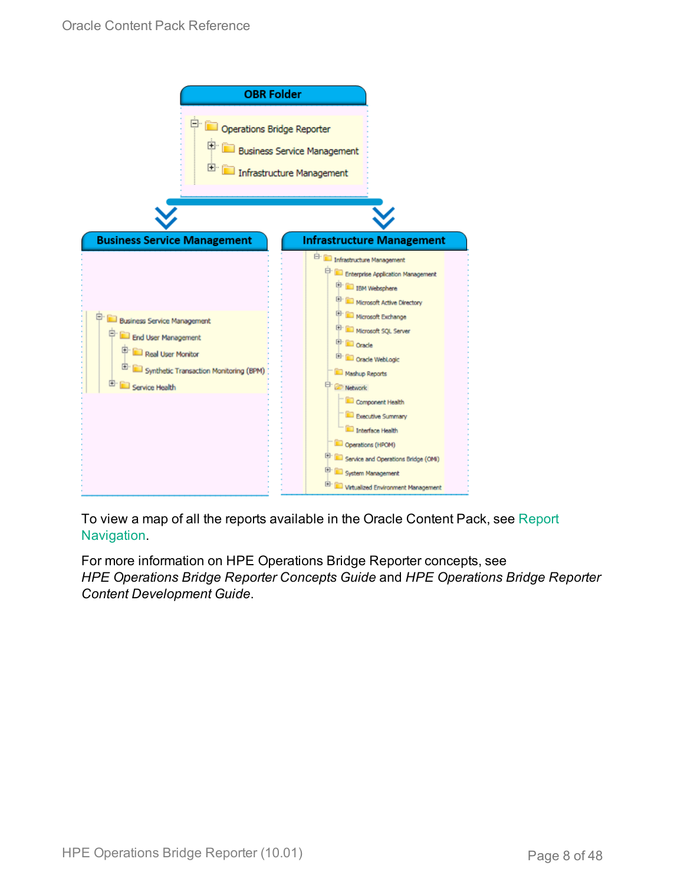**OBR Folder**

- Operations Bridge Reporter
  - Business Service Management
  - Infrastructure Management

**Business Service Management**

- Business Service Management
  - End User Management
    - Real User Monitor
    - Synthetic Transaction Monitoring (BPM)
  - Service Health

**Infrastructure Management**

- Infrastructure Management
  - Enterprise Application Management
    - IBM Websphere
    - Microsoft Active Directory
    - Microsoft Exchange
    - Microsoft SQL Server
    - Oracle
    - Oracle WebLogic
  - Mashup Reports
  - Network
    - Component Health
    - Executive Summary
    - Interface Health
  - Operations (HPOM)
  - Service and Operations Bridge (OMi)
  - System Management
  - Virtualized Environment Management

To view a map of all the reports available in the Oracle Content Pack, see Report Navigation.

For more information on HPE Operations Bridge Reporter concepts, see *HPE Operations Bridge Reporter Concepts Guide* and *HPE Operations Bridge Reporter Content Development Guide*.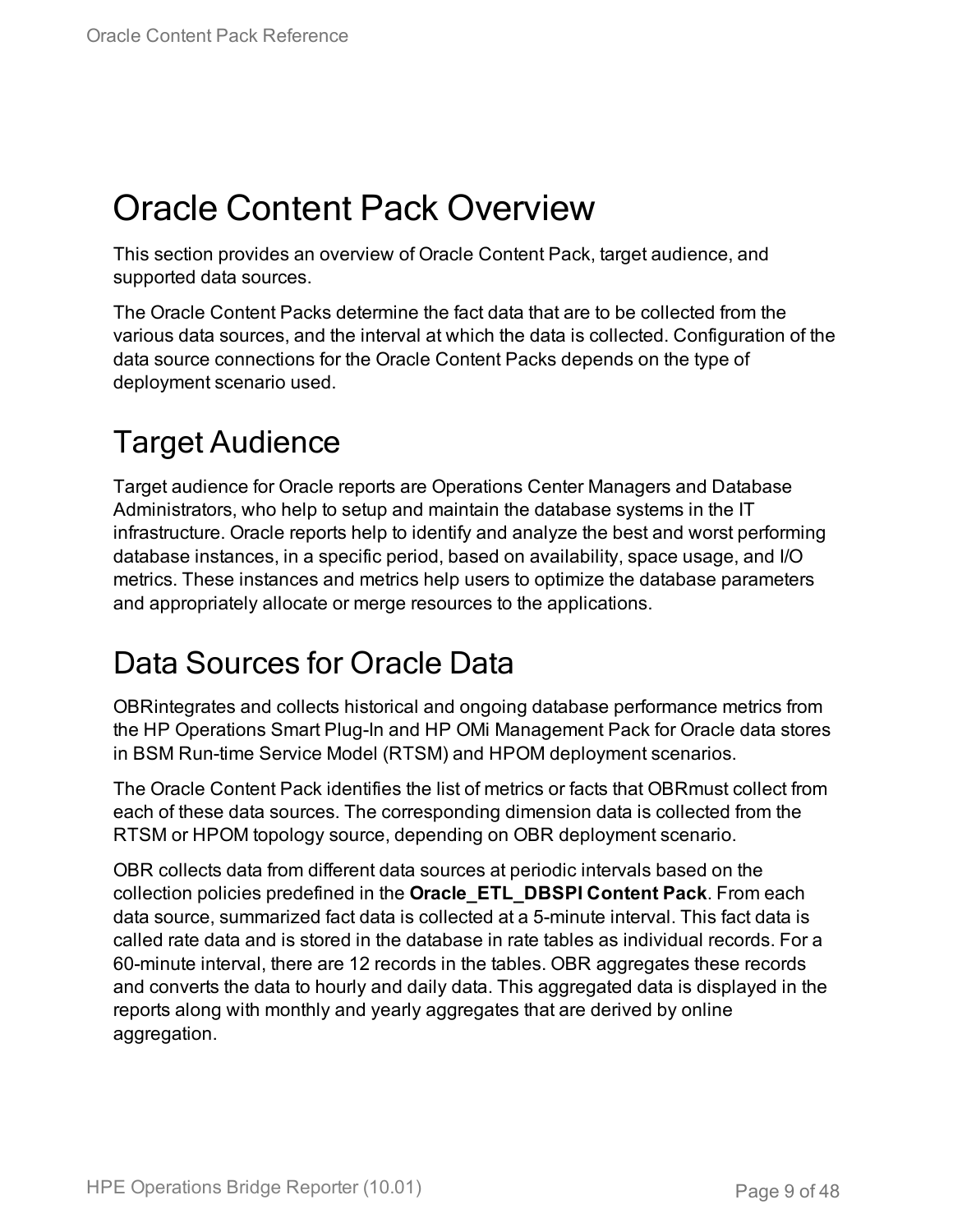# Oracle Content Pack Overview

This section provides an overview of Oracle Content Pack, target audience, and supported data sources.

The Oracle Content Packs determine the fact data that are to be collected from the various data sources, and the interval at which the data is collected. Configuration of the data source connections for the Oracle Content Packs depends on the type of deployment scenario used.

## Target Audience

Target audience for Oracle reports are Operations Center Managers and Database Administrators, who help to setup and maintain the database systems in the IT infrastructure. Oracle reports help to identify and analyze the best and worst performing database instances, in a specific period, based on availability, space usage, and I/O metrics. These instances and metrics help users to optimize the database parameters and appropriately allocate or merge resources to the applications.

## Data Sources for Oracle Data

OBRintegrates and collects historical and ongoing database performance metrics from the HP Operations Smart Plug-In and HP OMi Management Pack for Oracle data stores in BSM Run-time Service Model (RTSM) and HPOM deployment scenarios.

The Oracle Content Pack identifies the list of metrics or facts that OBRmust collect from each of these data sources. The corresponding dimension data is collected from the RTSM or HPOM topology source, depending on OBR deployment scenario.

OBR collects data from different data sources at periodic intervals based on the collection policies predefined in the **Oracle_ETL_DBSPI Content Pack**. From each data source, summarized fact data is collected at a 5-minute interval. This fact data is called rate data and is stored in the database in rate tables as individual records. For a 60-minute interval, there are 12 records in the tables. OBR aggregates these records and converts the data to hourly and daily data. This aggregated data is displayed in the reports along with monthly and yearly aggregates that are derived by online aggregation.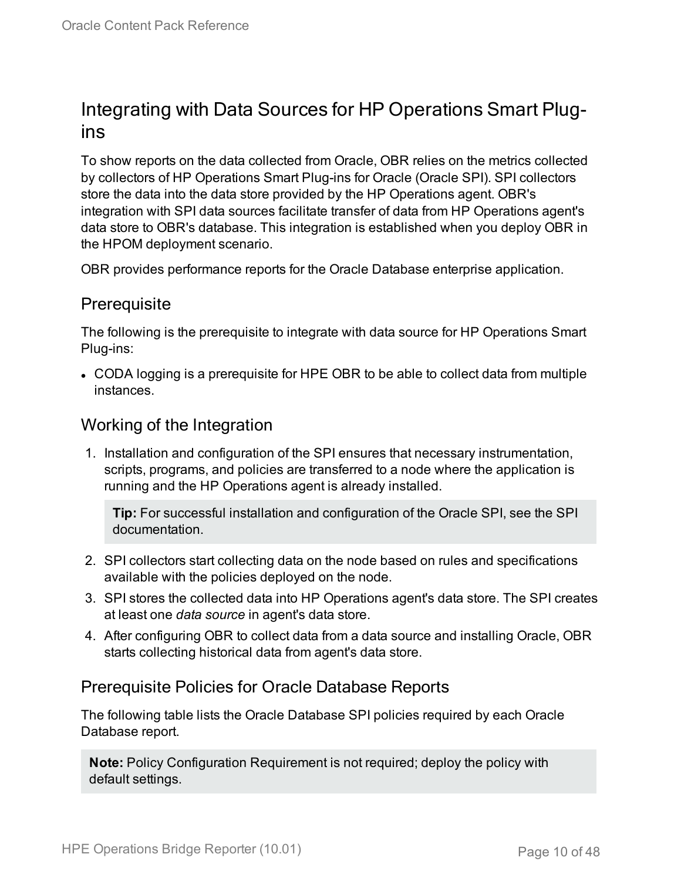# Integrating with Data Sources for HP Operations Smart Plug-ins

To show reports on the data collected from Oracle, OBR relies on the metrics collected by collectors of HP Operations Smart Plug-ins for Oracle (Oracle SPI). SPI collectors store the data into the data store provided by the HP Operations agent. OBR's integration with SPI data sources facilitate transfer of data from HP Operations agent's data store to OBR's database. This integration is established when you deploy OBR in the HPOM deployment scenario.

OBR provides performance reports for the Oracle Database enterprise application.

## Prerequisite

The following is the prerequisite to integrate with data source for HP Operations Smart Plug-ins:

- CODA logging is a prerequisite for HPE OBR to be able to collect data from multiple instances.

## Working of the Integration

1. Installation and configuration of the SPI ensures that necessary instrumentation, scripts, programs, and policies are transferred to a node where the application is running and the HP Operations agent is already installed.

   > **Tip:** For successful installation and configuration of the Oracle SPI, see the SPI documentation.

2. SPI collectors start collecting data on the node based on rules and specifications available with the policies deployed on the node.
3. SPI stores the collected data into HP Operations agent's data store. The SPI creates at least one *data source* in agent's data store.
4. After configuring OBR to collect data from a data source and installing Oracle, OBR starts collecting historical data from agent's data store.

## Prerequisite Policies for Oracle Database Reports

The following table lists the Oracle Database SPI policies required by each Oracle Database report.

> **Note:** Policy Configuration Requirement is not required; deploy the policy with default settings.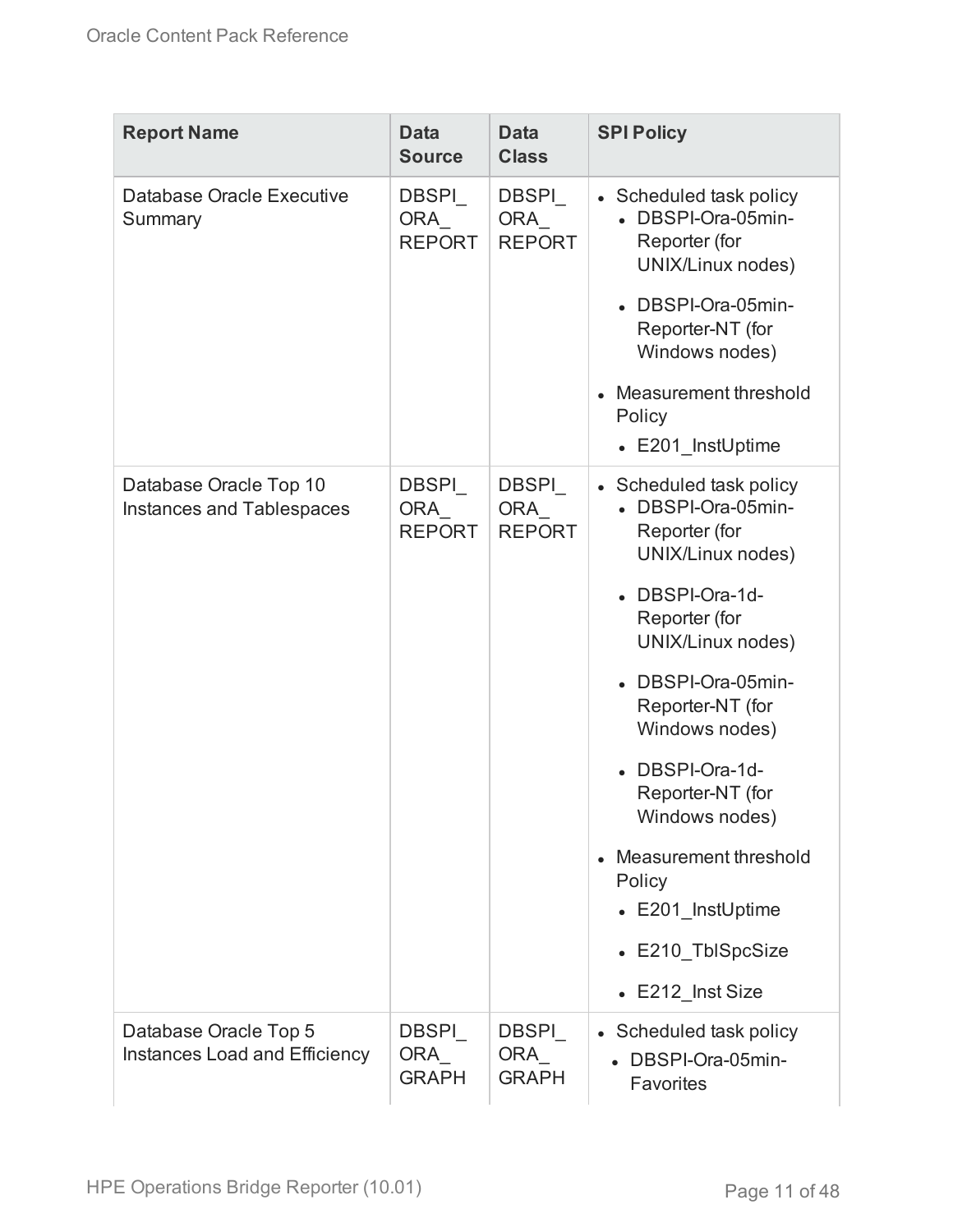| Report Name | Data Source | Data Class | SPI Policy |
|---|---|---|---|
| Database Oracle Executive Summary | DBSPI_ORA_REPORT | DBSPI_ORA_REPORT | • Scheduled task policy<br>  • DBSPI-Ora-05min-Reporter (for UNIX/Linux nodes)<br>  • DBSPI-Ora-05min-Reporter-NT (for Windows nodes)<br>• Measurement threshold Policy<br>  • E201_InstUptime |
| Database Oracle Top 10 Instances and Tablespaces | DBSPI_ORA_REPORT | DBSPI_ORA_REPORT | • Scheduled task policy<br>  • DBSPI-Ora-05min-Reporter (for UNIX/Linux nodes)<br>  • DBSPI-Ora-1d-Reporter (for UNIX/Linux nodes)<br>  • DBSPI-Ora-05min-Reporter-NT (for Windows nodes)<br>  • DBSPI-Ora-1d-Reporter-NT (for Windows nodes)<br>• Measurement threshold Policy<br>  • E201_InstUptime<br>  • E210_TblSpcSize<br>  • E212_Inst Size |
| Database Oracle Top 5 Instances Load and Efficiency | DBSPI_ORA_GRAPH | DBSPI_ORA_GRAPH | • Scheduled task policy<br>  • DBSPI-Ora-05min-Favorites |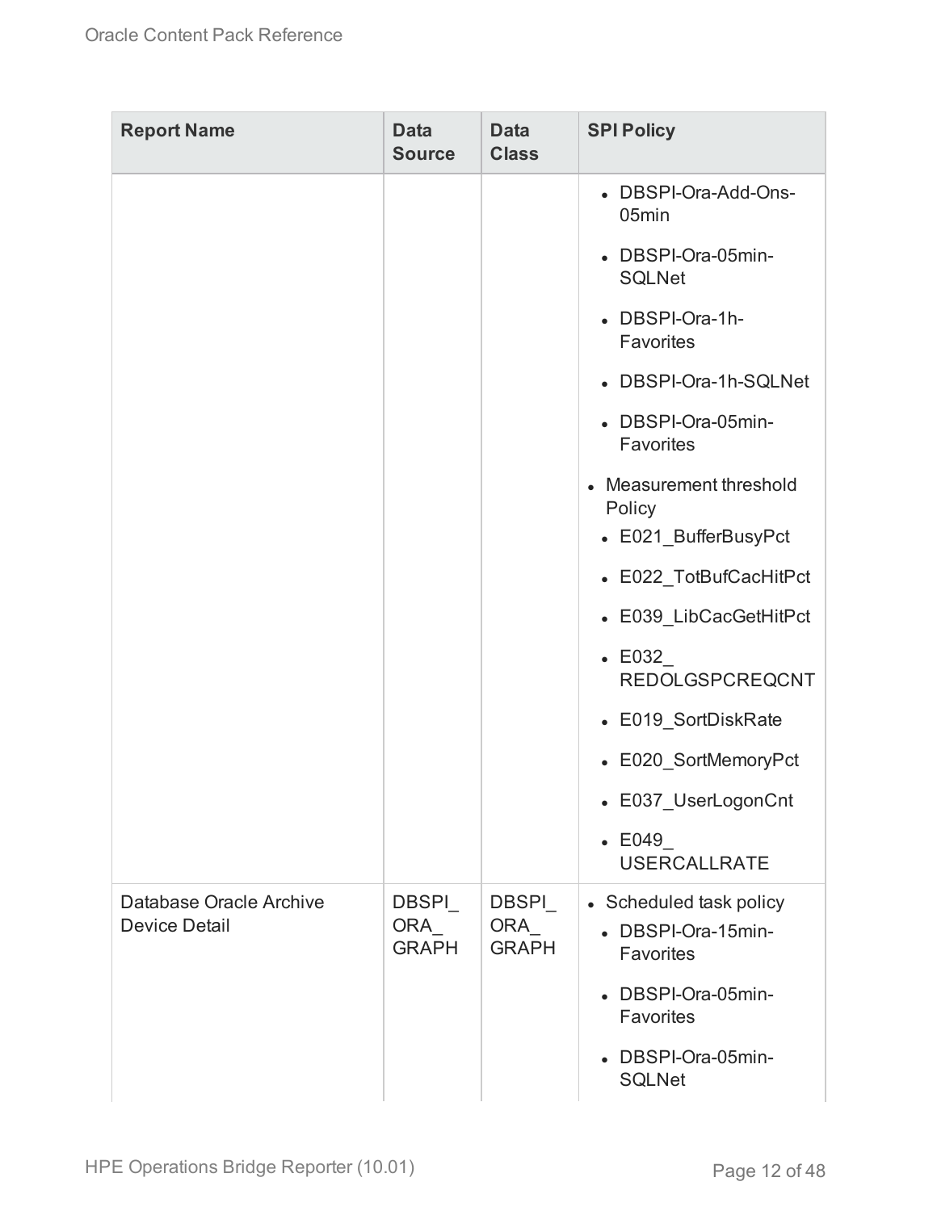| Report Name | Data Source | Data Class | SPI Policy |
|---|---|---|---|
| | | | <ul><li>DBSPI-Ora-Add-Ons-05min</li><li>DBSPI-Ora-05min-SQLNet</li><li>DBSPI-Ora-1h-Favorites</li><li>DBSPI-Ora-1h-SQLNet</li><li>DBSPI-Ora-05min-Favorites</li></ul><ul><li>Measurement threshold Policy<ul><li>E021_BufferBusyPct</li><li>E022_TotBufCacHitPct</li><li>E039_LibCacGetHitPct</li><li>E032_REDOLGSPCREQCNT</li><li>E019_SortDiskRate</li><li>E020_SortMemoryPct</li><li>E037_UserLogonCnt</li><li>E049_USERCALLRATE</li></ul></li></ul> |
| Database Oracle Archive Device Detail | DBSPI_ORA_GRAPH | DBSPI_ORA_GRAPH | <ul><li>Scheduled task policy<ul><li>DBSPI-Ora-15min-Favorites</li><li>DBSPI-Ora-05min-Favorites</li><li>DBSPI-Ora-05min-SQLNet</li></ul></li></ul> |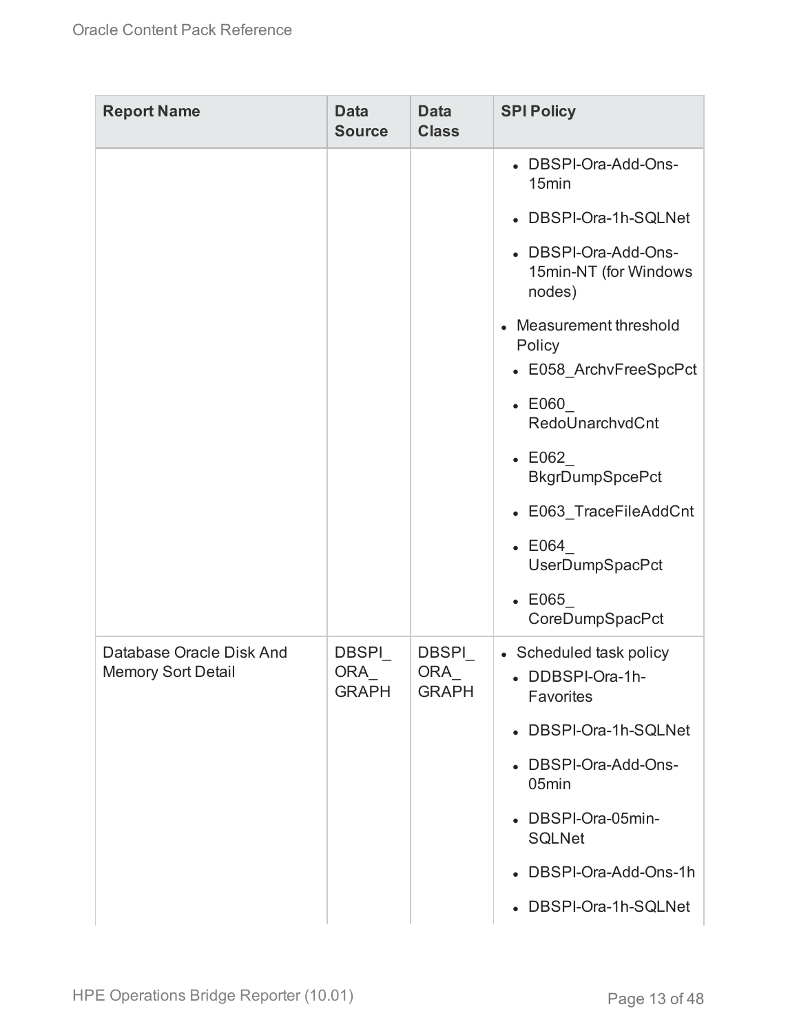| Report Name | Data Source | Data Class | SPI Policy |
|---|---|---|---|
| | | | <ul><li>DBSPI-Ora-Add-Ons-15min</li><li>DBSPI-Ora-1h-SQLNet</li><li>DBSPI-Ora-Add-Ons-15min-NT (for Windows nodes)</li></ul><ul><li>Measurement threshold Policy<ul><li>E058_ArchvFreeSpcPct</li><li>E060_RedoUnarchvdCnt</li><li>E062_BkgrDumpSpcePct</li><li>E063_TraceFileAddCnt</li><li>E064_UserDumpSpacPct</li><li>E065_CoreDumpSpacPct</li></ul></li></ul> |
| Database Oracle Disk And Memory Sort Detail | DBSPI_ORA_GRAPH | DBSPI_ORA_GRAPH | <ul><li>Scheduled task policy<ul><li>DDBSPI-Ora-1h-Favorites</li><li>DBSPI-Ora-1h-SQLNet</li><li>DBSPI-Ora-Add-Ons-05min</li><li>DBSPI-Ora-05min-SQLNet</li><li>DBSPI-Ora-Add-Ons-1h</li><li>DBSPI-Ora-1h-SQLNet</li></ul></li></ul> |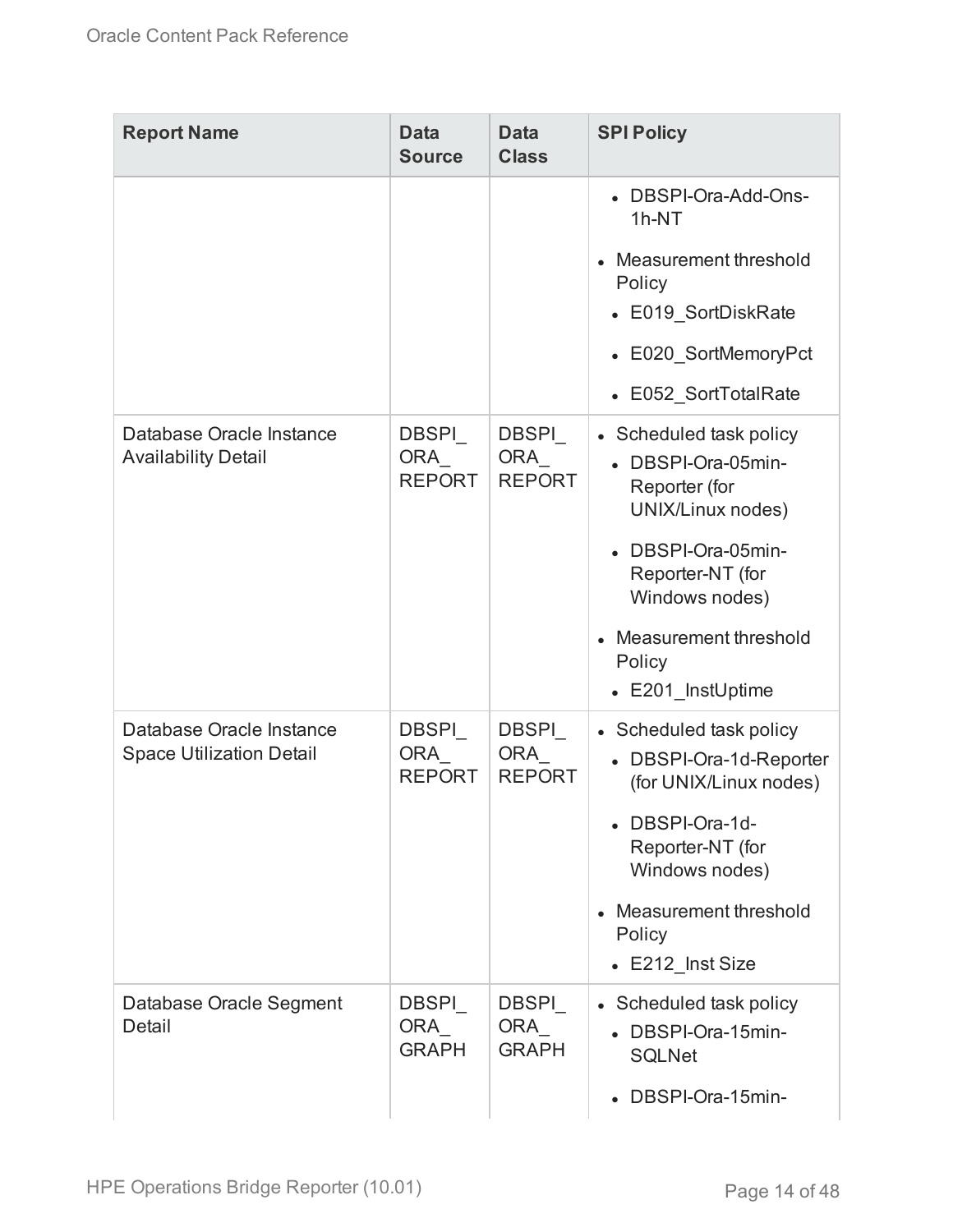| Report Name | Data Source | Data Class | SPI Policy |
|---|---|---|---|
| | | | <ul><li>DBSPI-Ora-Add-Ons-1h-NT</li></ul><ul><li>Measurement threshold Policy<ul><li>E019_SortDiskRate</li><li>E020_SortMemoryPct</li><li>E052_SortTotalRate</li></ul></li></ul> |
| Database Oracle Instance Availability Detail | DBSPI_ ORA_ REPORT | DBSPI_ ORA_ REPORT | <ul><li>Scheduled task policy<ul><li>DBSPI-Ora-05min-Reporter (for UNIX/Linux nodes)</li><li>DBSPI-Ora-05min-Reporter-NT (for Windows nodes)</li></ul></li><li>Measurement threshold Policy<ul><li>E201_InstUptime</li></ul></li></ul> |
| Database Oracle Instance Space Utilization Detail | DBSPI_ ORA_ REPORT | DBSPI_ ORA_ REPORT | <ul><li>Scheduled task policy<ul><li>DBSPI-Ora-1d-Reporter (for UNIX/Linux nodes)</li><li>DBSPI-Ora-1d-Reporter-NT (for Windows nodes)</li></ul></li><li>Measurement threshold Policy<ul><li>E212_Inst Size</li></ul></li></ul> |
| Database Oracle Segment Detail | DBSPI_ ORA_ GRAPH | DBSPI_ ORA_ GRAPH | <ul><li>Scheduled task policy<ul><li>DBSPI-Ora-15min-SQLNet</li><li>DBSPI-Ora-15min-</li></ul></li></ul> |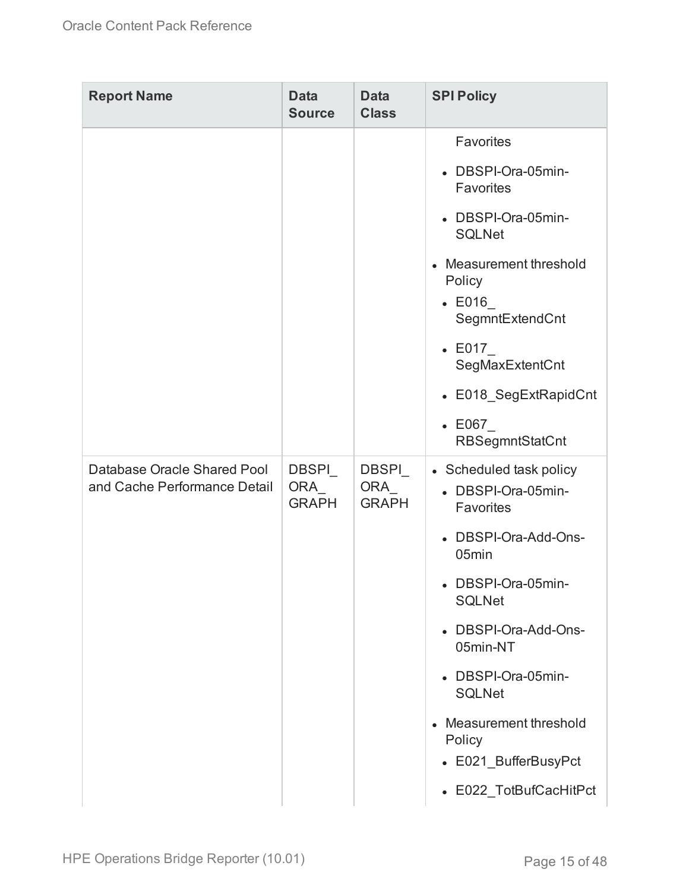| Report Name | Data Source | Data Class | SPI Policy |
| --- | --- | --- | --- |
| | | | Favorites<br>• DBSPI-Ora-05min-Favorites<br>• DBSPI-Ora-05min-SQLNet<br>• Measurement threshold Policy<br>• E016_SegmntExtendCnt<br>• E017_SegMaxExtentCnt<br>• E018_SegExtRapidCnt<br>• E067_RBSegmntStatCnt |
| Database Oracle Shared Pool and Cache Performance Detail | DBSPI_ORA_GRAPH | DBSPI_ORA_GRAPH | • Scheduled task policy<br>• DBSPI-Ora-05min-Favorites<br>• DBSPI-Ora-Add-Ons-05min<br>• DBSPI-Ora-05min-SQLNet<br>• DBSPI-Ora-Add-Ons-05min-NT<br>• DBSPI-Ora-05min-SQLNet<br>• Measurement threshold Policy<br>• E021_BufferBusyPct<br>• E022_TotBufCacHitPct |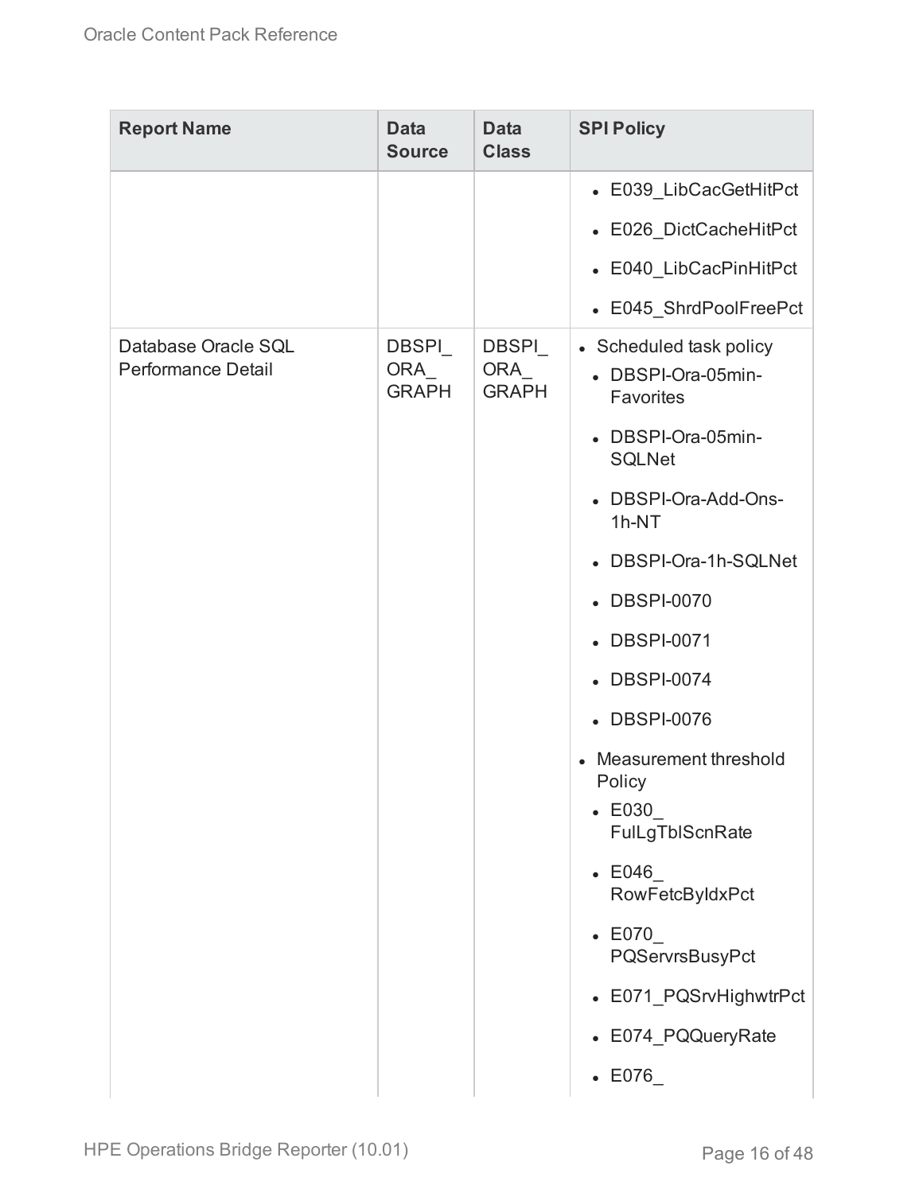| Report Name | Data Source | Data Class | SPI Policy |
| --- | --- | --- | --- |
| | | | • E039_LibCacGetHitPct<br>• E026_DictCacheHitPct<br>• E040_LibCacPinHitPct<br>• E045_ShrdPoolFreePct |
| Database Oracle SQL Performance Detail | DBSPI_ORA_GRAPH | DBSPI_ORA_GRAPH | • Scheduled task policy<br>  • DBSPI-Ora-05min-Favorites<br>  • DBSPI-Ora-05min-SQLNet<br>  • DBSPI-Ora-Add-Ons-1h-NT<br>  • DBSPI-Ora-1h-SQLNet<br>  • DBSPI-0070<br>  • DBSPI-0071<br>  • DBSPI-0074<br>  • DBSPI-0076<br>• Measurement threshold Policy<br>  • E030_FulLgTblScnRate<br>  • E046_RowFetcByIdxPct<br>  • E070_PQServrsBusyPct<br>  • E071_PQSrvHighwtrPct<br>  • E074_PQQueryRate<br>  • E076_ |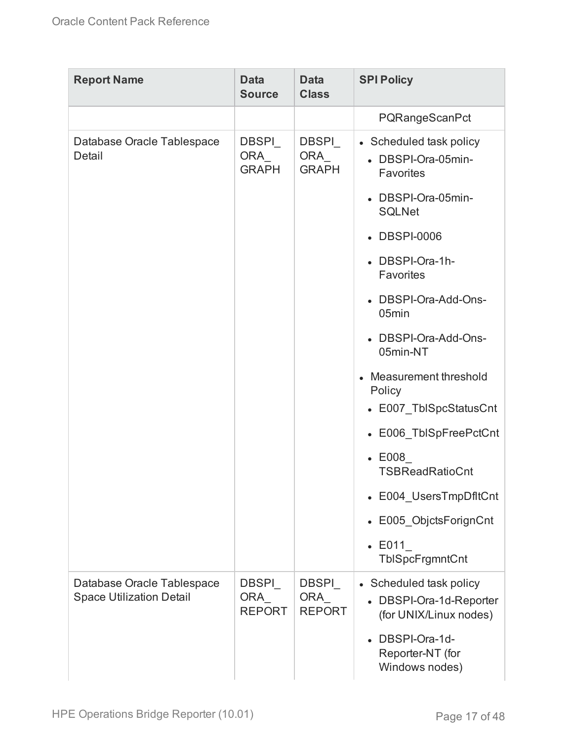| Report Name | Data Source | Data Class | SPI Policy |
|---|---|---|---|
| | | | PQRangeScanPct |
| Database Oracle Tablespace Detail | DBSPI_ORA_GRAPH | DBSPI_ORA_GRAPH | • Scheduled task policy<br>• DBSPI-Ora-05min-Favorites<br>• DBSPI-Ora-05min-SQLNet<br>• DBSPI-0006<br>• DBSPI-Ora-1h-Favorites<br>• DBSPI-Ora-Add-Ons-05min<br>• DBSPI-Ora-Add-Ons-05min-NT<br>• Measurement threshold Policy<br>• E007_TblSpcStatusCnt<br>• E006_TblSpFreePctCnt<br>• E008_TSBReadRatioCnt<br>• E004_UsersTmpDfltCnt<br>• E005_ObjctsForignCnt<br>• E011_TblSpcFrgmntCnt |
| Database Oracle Tablespace Space Utilization Detail | DBSPI_ORA_REPORT | DBSPI_ORA_REPORT | • Scheduled task policy<br>• DBSPI-Ora-1d-Reporter (for UNIX/Linux nodes)<br>• DBSPI-Ora-1d-Reporter-NT (for Windows nodes) |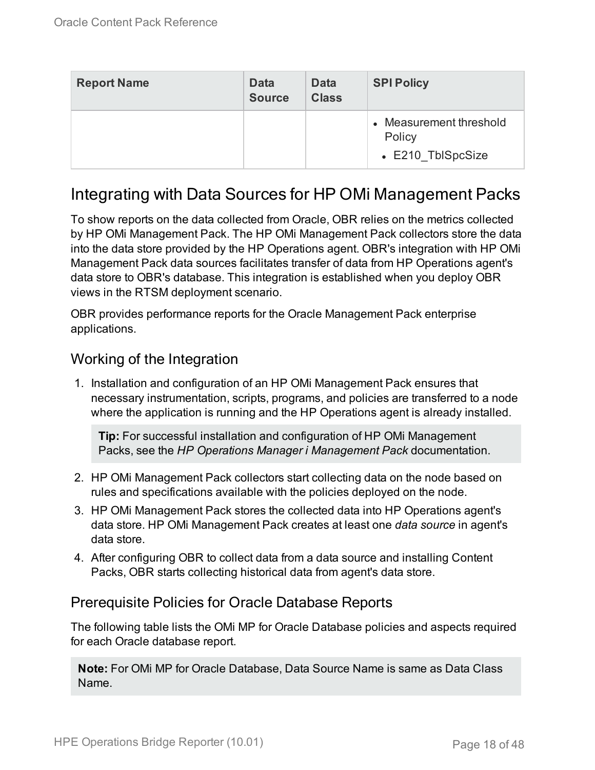| Report Name | Data Source | Data Class | SPI Policy |
| --- | --- | --- | --- |
| | | | • Measurement threshold Policy<br>• E210_TblSpcSize |

## Integrating with Data Sources for HP OMi Management Packs

To show reports on the data collected from Oracle, OBR relies on the metrics collected by HP OMi Management Pack. The HP OMi Management Pack collectors store the data into the data store provided by the HP Operations agent. OBR's integration with HP OMi Management Pack data sources facilitates transfer of data from HP Operations agent's data store to OBR's database. This integration is established when you deploy OBR views in the RTSM deployment scenario.

OBR provides performance reports for the Oracle Management Pack enterprise applications.

### Working of the Integration

1. Installation and configuration of an HP OMi Management Pack ensures that necessary instrumentation, scripts, programs, and policies are transferred to a node where the application is running and the HP Operations agent is already installed.

   **Tip:** For successful installation and configuration of HP OMi Management Packs, see the *HP Operations Manager i Management Pack* documentation.

2. HP OMi Management Pack collectors start collecting data on the node based on rules and specifications available with the policies deployed on the node.
3. HP OMi Management Pack stores the collected data into HP Operations agent's data store. HP OMi Management Pack creates at least one *data source* in agent's data store.
4. After configuring OBR to collect data from a data source and installing Content Packs, OBR starts collecting historical data from agent's data store.

### Prerequisite Policies for Oracle Database Reports

The following table lists the OMi MP for Oracle Database policies and aspects required for each Oracle database report.

**Note:** For OMi MP for Oracle Database, Data Source Name is same as Data Class Name.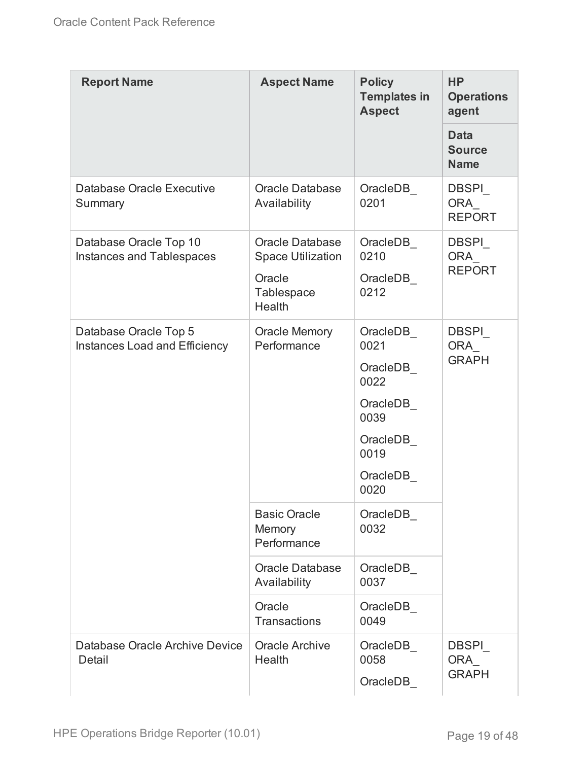| Report Name | Aspect Name | Policy Templates in Aspect | HP Operations agent |
|---|---|---|---|
| | | | Data Source Name |
| Database Oracle Executive Summary | Oracle Database Availability | OracleDB_ 0201 | DBSPI_ ORA_ REPORT |
| Database Oracle Top 10 Instances and Tablespaces | Oracle Database Space Utilization<br>Oracle Tablespace Health | OracleDB_ 0210<br>OracleDB_ 0212 | DBSPI_ ORA_ REPORT |
| Database Oracle Top 5 Instances Load and Efficiency | Oracle Memory Performance | OracleDB_ 0021<br>OracleDB_ 0022<br>OracleDB_ 0039<br>OracleDB_ 0019<br>OracleDB_ 0020 | DBSPI_ ORA_ GRAPH |
| | Basic Oracle Memory Performance | OracleDB_ 0032 | |
| | Oracle Database Availability | OracleDB_ 0037 | |
| | Oracle Transactions | OracleDB_ 0049 | |
| Database Oracle Archive Device Detail | Oracle Archive Health | OracleDB_ 0058<br>OracleDB_ | DBSPI_ ORA_ GRAPH |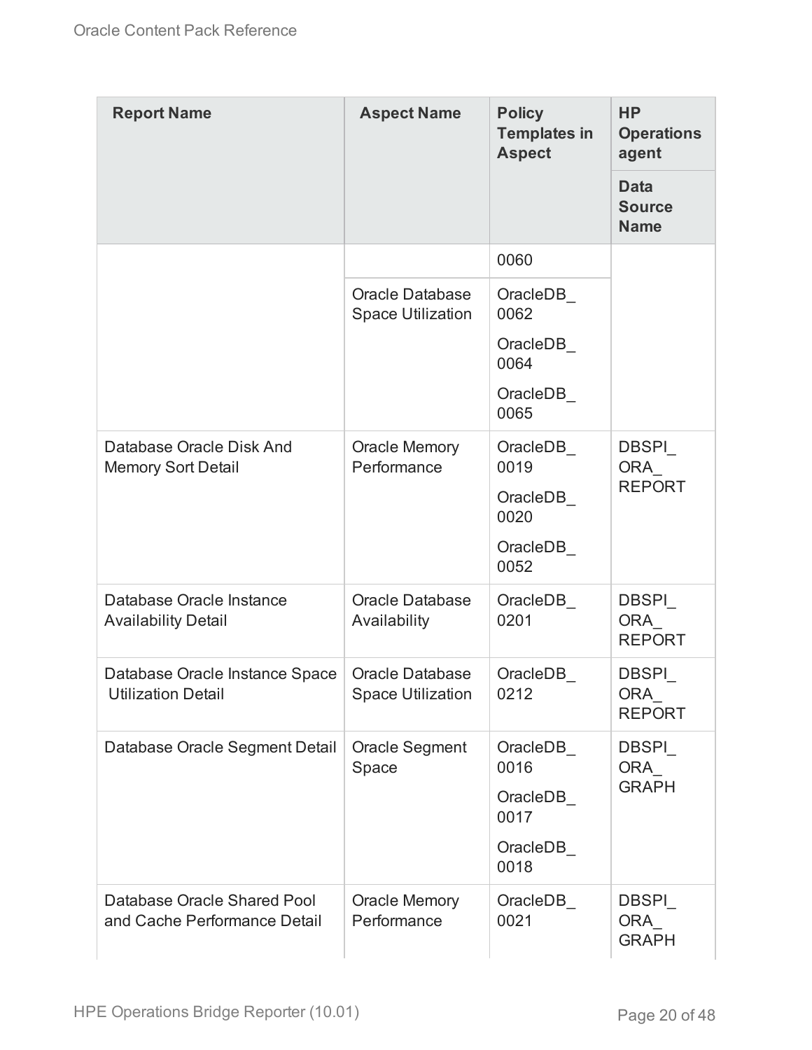| Report Name | Aspect Name | Policy Templates in Aspect | HP Operations agent |
|---|---|---|---|
| | | | Data Source Name |
| | | 0060 | |
| | Oracle Database Space Utilization | OracleDB_0062<br>OracleDB_0064<br>OracleDB_0065 | |
| Database Oracle Disk And Memory Sort Detail | Oracle Memory Performance | OracleDB_0019<br>OracleDB_0020<br>OracleDB_0052 | DBSPI_ORA_REPORT |
| Database Oracle Instance Availability Detail | Oracle Database Availability | OracleDB_0201 | DBSPI_ORA_REPORT |
| Database Oracle Instance Space Utilization Detail | Oracle Database Space Utilization | OracleDB_0212 | DBSPI_ORA_REPORT |
| Database Oracle Segment Detail | Oracle Segment Space | OracleDB_0016<br>OracleDB_0017<br>OracleDB_0018 | DBSPI_ORA_GRAPH |
| Database Oracle Shared Pool and Cache Performance Detail | Oracle Memory Performance | OracleDB_0021 | DBSPI_ORA_GRAPH |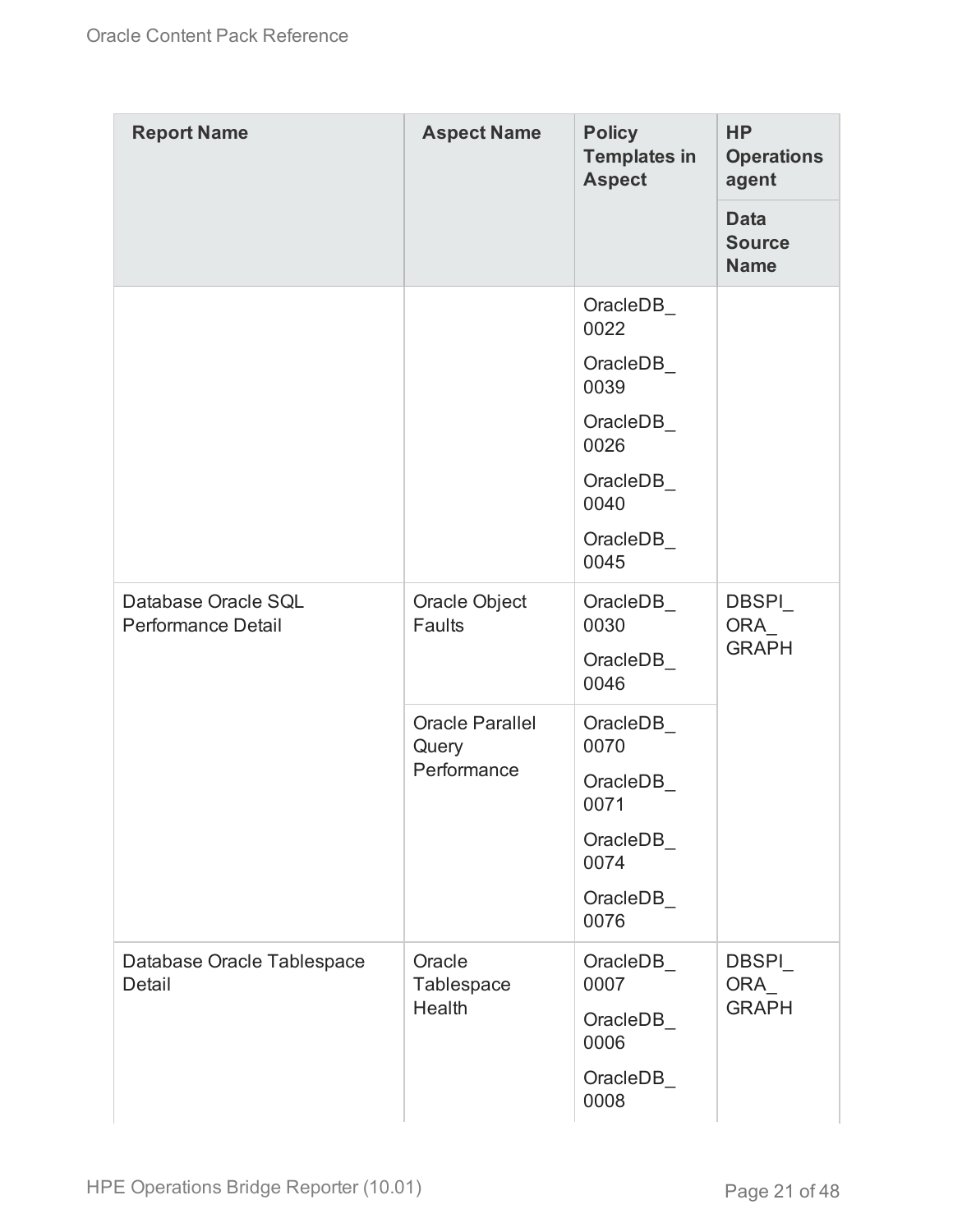| Report Name | Aspect Name | Policy Templates in Aspect | HP Operations agent |
|---|---|---|---|
| | | | Data Source Name |
| | | OracleDB_0022 | |
| | | OracleDB_0039 | |
| | | OracleDB_0026 | |
| | | OracleDB_0040 | |
| | | OracleDB_0045 | |
| Database Oracle SQL Performance Detail | Oracle Object Faults | OracleDB_0030 | DBSPI_ORA_GRAPH |
| | | OracleDB_0046 | |
| | Oracle Parallel Query Performance | OracleDB_0070 | |
| | | OracleDB_0071 | |
| | | OracleDB_0074 | |
| | | OracleDB_0076 | |
| Database Oracle Tablespace Detail | Oracle Tablespace Health | OracleDB_0007 | DBSPI_ORA_GRAPH |
| | | OracleDB_0006 | |
| | | OracleDB_0008 | |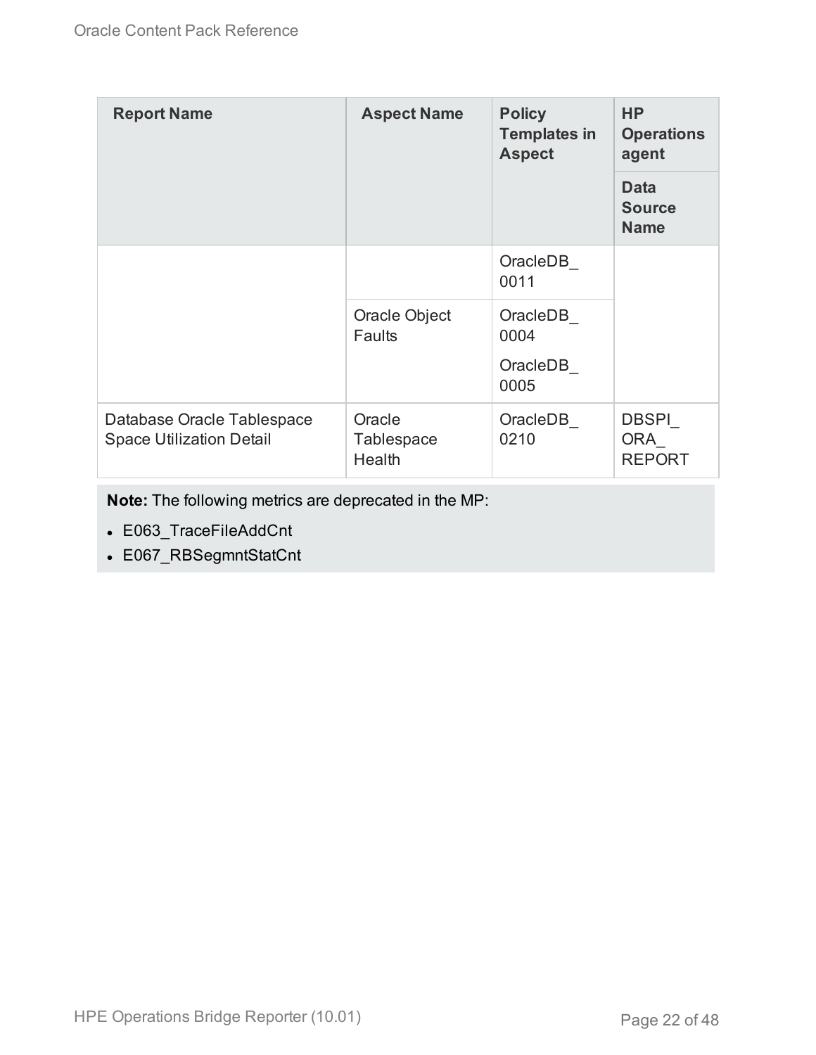| Report Name | Aspect Name | Policy Templates in Aspect | HP Operations agent |
|---|---|---|---|
| | | | Data Source Name |
| | | OracleDB_0011 | |
| | Oracle Object Faults | OracleDB_0004 | |
| | | OracleDB_0005 | |
| Database Oracle Tablespace Space Utilization Detail | Oracle Tablespace Health | OracleDB_0210 | DBSPI_ORA_REPORT |

**Note:** The following metrics are deprecated in the MP:

- E063_TraceFileAddCnt
- E067_RBSegmntStatCnt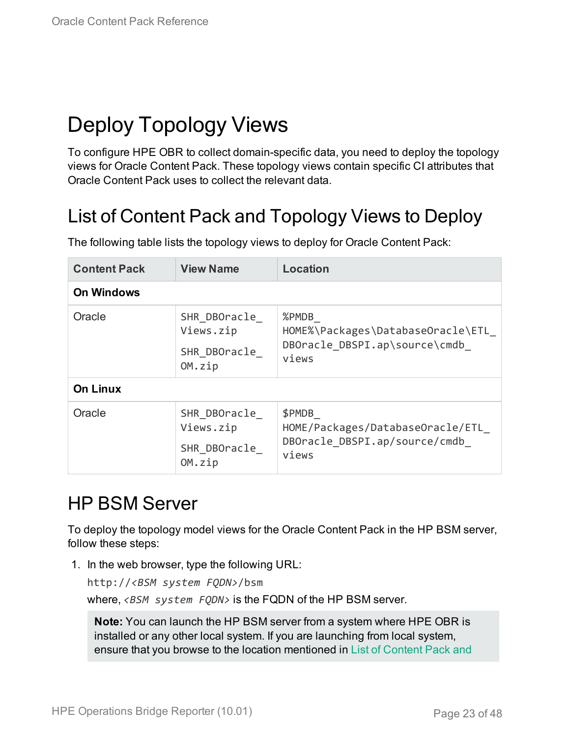# Deploy Topology Views

To configure HPE OBR to collect domain-specific data, you need to deploy the topology views for Oracle Content Pack. These topology views contain specific CI attributes that Oracle Content Pack uses to collect the relevant data.

## List of Content Pack and Topology Views to Deploy

The following table lists the topology views to deploy for Oracle Content Pack:

| Content Pack | View Name | Location |
|---|---|---|
| **On Windows** | | |
| Oracle | SHR_DBOracle_Views.zip<br>SHR_DBOracle_OM.zip | %PMDB_HOME%\Packages\DatabaseOracle\ETL_DBOracle_DBSPI.ap\source\cmdb_views |
| **On Linux** | | |
| Oracle | SHR_DBOracle_Views.zip<br>SHR_DBOracle_OM.zip | $PMDB_HOME/Packages/DatabaseOracle/ETL_DBOracle_DBSPI.ap/source/cmdb_views |

## HP BSM Server

To deploy the topology model views for the Oracle Content Pack in the HP BSM server, follow these steps:

1. In the web browser, type the following URL:

   `http://<BSM system FQDN>/bsm`

   where, *<BSM system FQDN>* is the FQDN of the HP BSM server.

   > **Note:** You can launch the HP BSM server from a system where HPE OBR is installed or any other local system. If you are launching from local system, ensure that you browse to the location mentioned in List of Content Pack and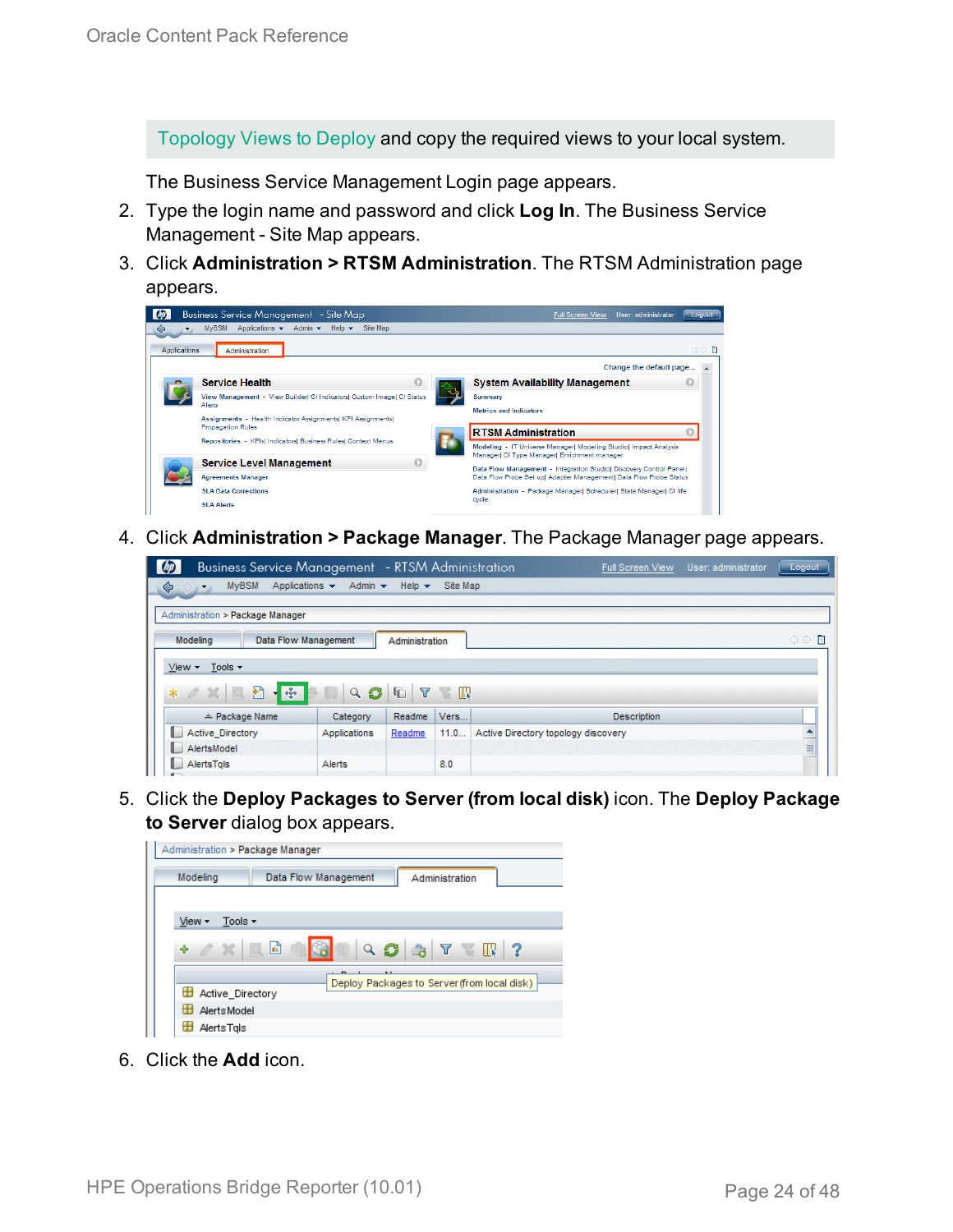Topology Views to Deploy and copy the required views to your local system.

The Business Service Management Login page appears.

2. Type the login name and password and click **Log In**. The Business Service Management - Site Map appears.
3. Click **Administration > RTSM Administration**. The RTSM Administration page appears.
4. Click **Administration > Package Manager**. The Package Manager page appears.
5. Click the **Deploy Packages to Server (from local disk)** icon. The **Deploy Package to Server** dialog box appears.
6. Click the **Add** icon.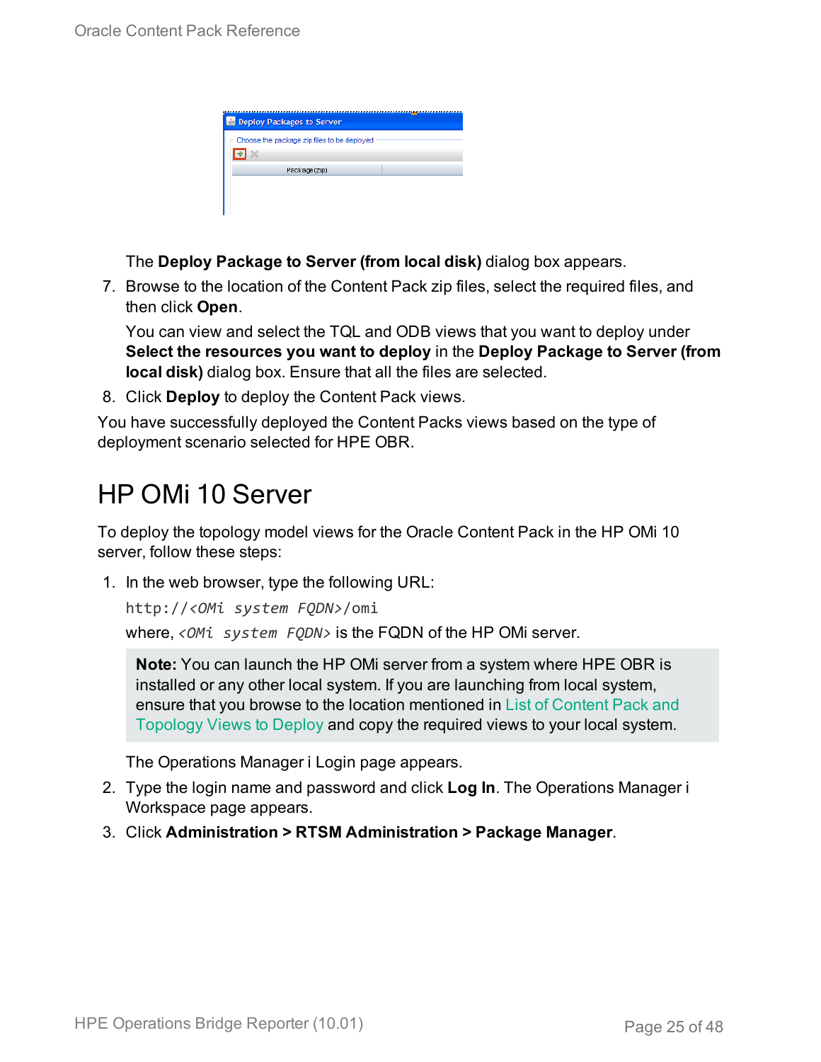The **Deploy Package to Server (from local disk)** dialog box appears.

7. Browse to the location of the Content Pack zip files, select the required files, and then click **Open**.

   You can view and select the TQL and ODB views that you want to deploy under **Select the resources you want to deploy** in the **Deploy Package to Server (from local disk)** dialog box. Ensure that all the files are selected.

8. Click **Deploy** to deploy the Content Pack views.

You have successfully deployed the Content Packs views based on the type of deployment scenario selected for HPE OBR.

## HP OMi 10 Server

To deploy the topology model views for the Oracle Content Pack in the HP OMi 10 server, follow these steps:

1. In the web browser, type the following URL:

   `http://<OMi system FQDN>/omi`

   where, *<OMi system FQDN>* is the FQDN of the HP OMi server.

   > **Note:** You can launch the HP OMi server from a system where HPE OBR is installed or any other local system. If you are launching from local system, ensure that you browse to the location mentioned in List of Content Pack and Topology Views to Deploy and copy the required views to your local system.

   The Operations Manager i Login page appears.

2. Type the login name and password and click **Log In**. The Operations Manager i Workspace page appears.

3. Click **Administration > RTSM Administration > Package Manager**.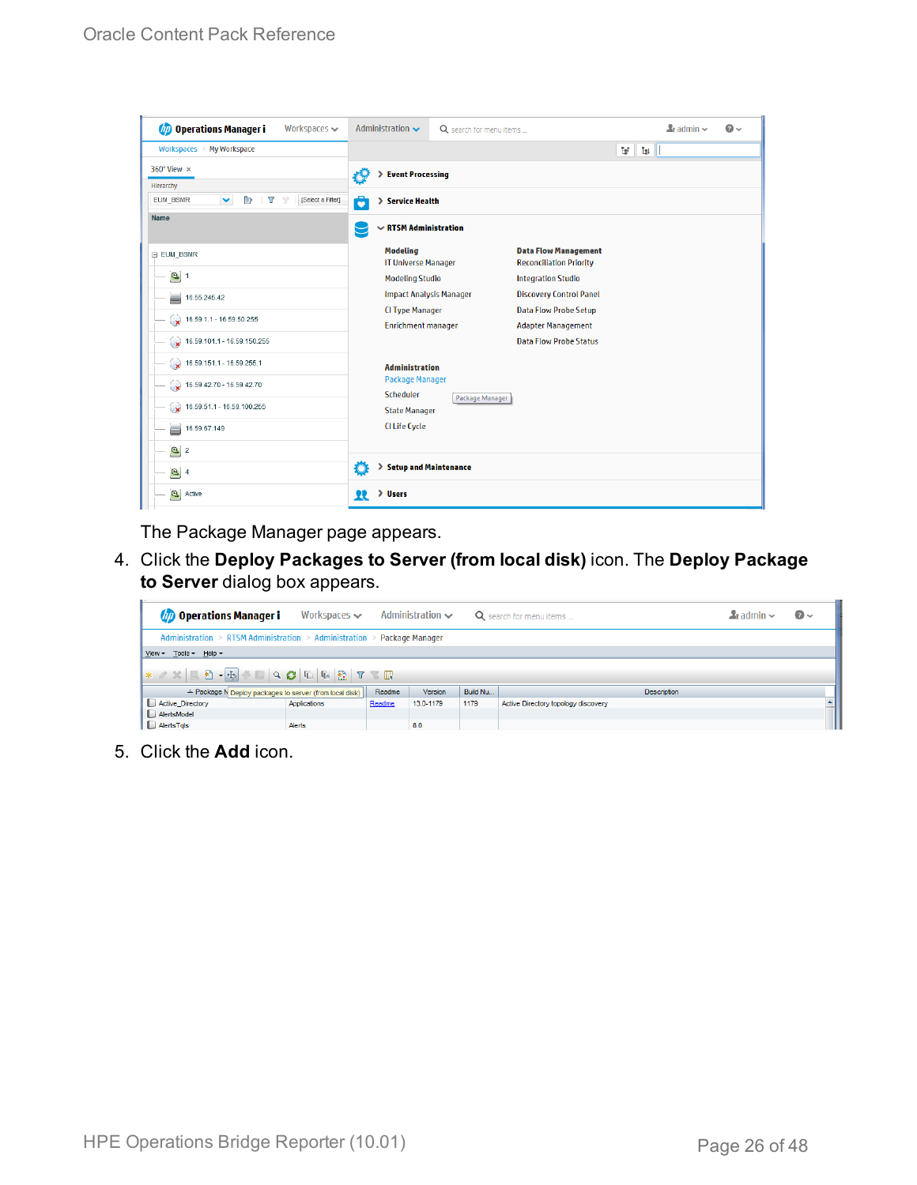The Package Manager page appears.

4. Click the **Deploy Packages to Server (from local disk)** icon. The **Deploy Package to Server** dialog box appears.

5. Click the **Add** icon.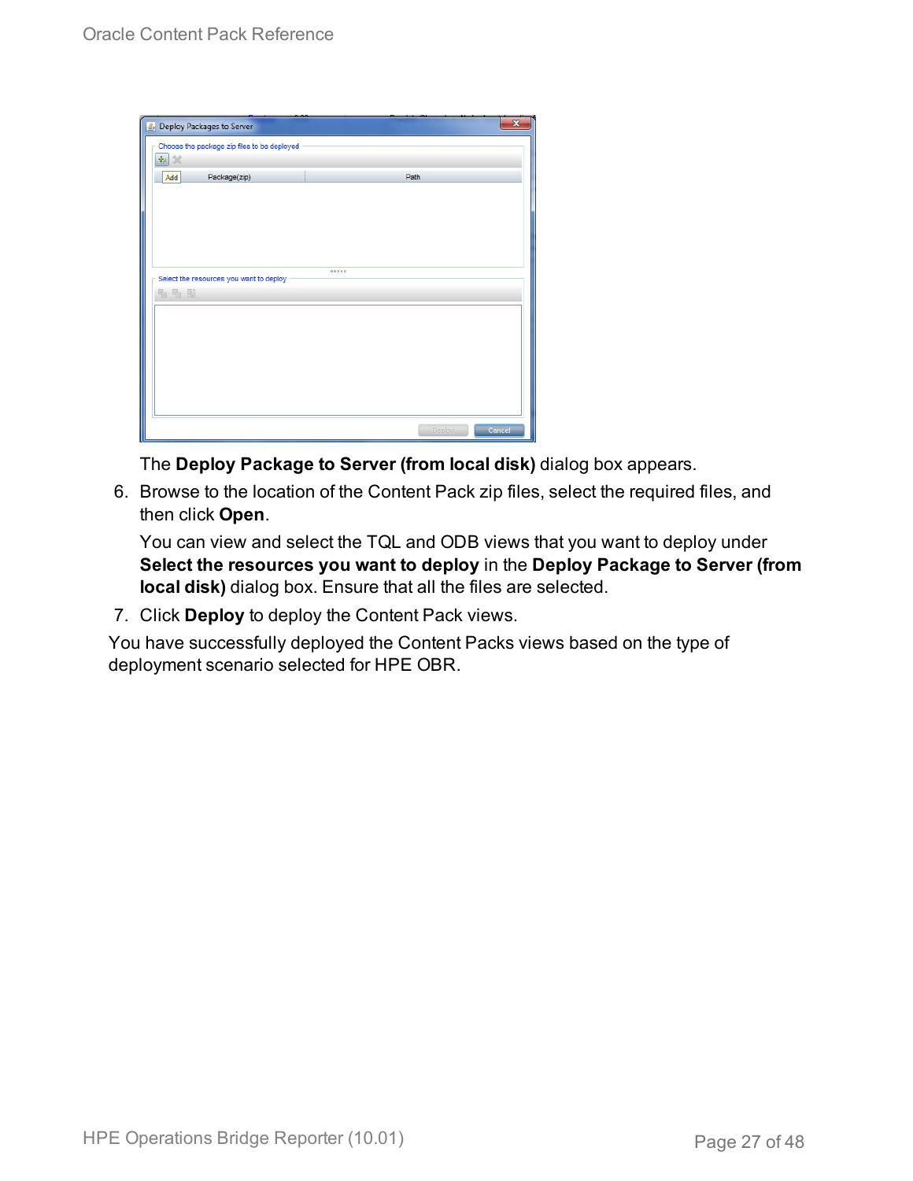The **Deploy Package to Server (from local disk)** dialog box appears.

6. Browse to the location of the Content Pack zip files, select the required files, and then click **Open**.

   You can view and select the TQL and ODB views that you want to deploy under **Select the resources you want to deploy** in the **Deploy Package to Server (from local disk)** dialog box. Ensure that all the files are selected.

7. Click **Deploy** to deploy the Content Pack views.

You have successfully deployed the Content Packs views based on the type of deployment scenario selected for HPE OBR.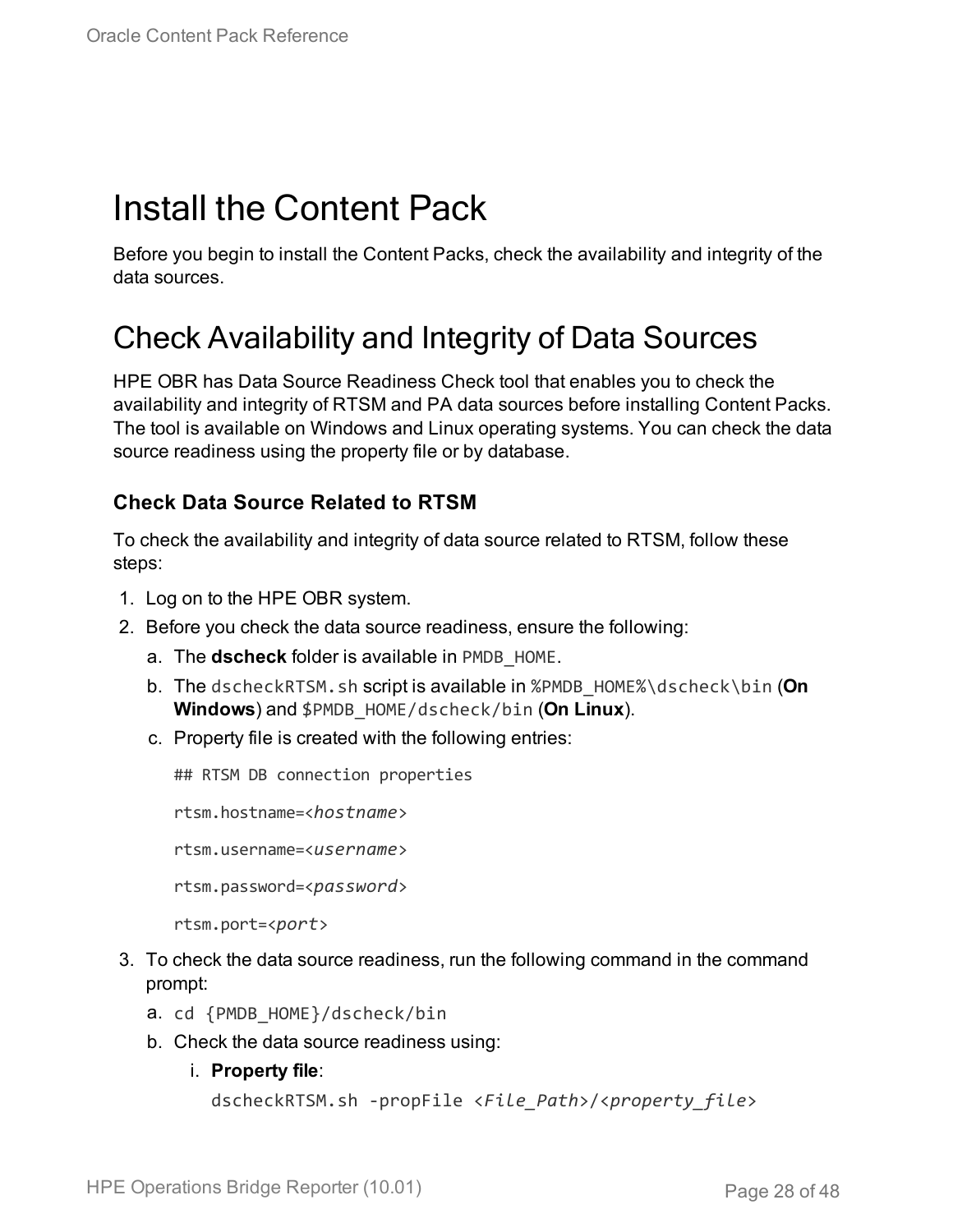# Install the Content Pack

Before you begin to install the Content Packs, check the availability and integrity of the data sources.

# Check Availability and Integrity of Data Sources

HPE OBR has Data Source Readiness Check tool that enables you to check the availability and integrity of RTSM and PA data sources before installing Content Packs. The tool is available on Windows and Linux operating systems. You can check the data source readiness using the property file or by database.

### Check Data Source Related to RTSM

To check the availability and integrity of data source related to RTSM, follow these steps:

1. Log on to the HPE OBR system.
2. Before you check the data source readiness, ensure the following:
   a. The **dscheck** folder is available in `PMDB_HOME`.
   b. The `dscheckRTSM.sh` script is available in `%PMDB_HOME%\dscheck\bin` (**On Windows**) and `$PMDB_HOME/dscheck/bin` (**On Linux**).
   c. Property file is created with the following entries:

   ```
   ## RTSM DB connection properties

   rtsm.hostname=<hostname>

   rtsm.username=<username>

   rtsm.password=<password>

   rtsm.port=<port>
   ```

3. To check the data source readiness, run the following command in the command prompt:
   a. `cd {PMDB_HOME}/dscheck/bin`
   b. Check the data source readiness using:
      i. **Property file**:

      `dscheckRTSM.sh -propFile <File_Path>/<property_file>`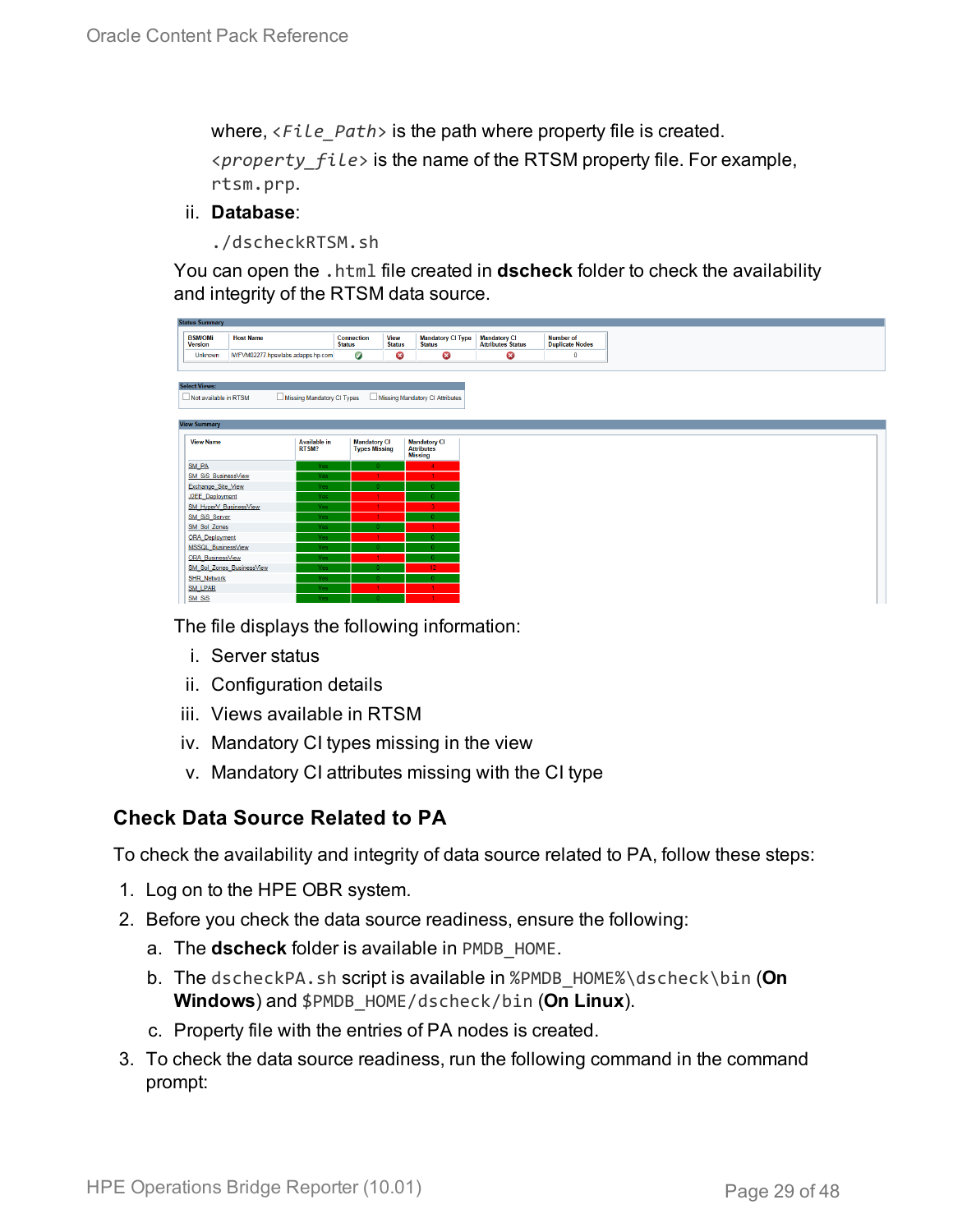where, `<File_Path>` is the path where property file is created.

`<property_file>` is the name of the RTSM property file. For example, `rtsm.prp`.

ii. **Database**:

```
./dscheckRTSM.sh
```

You can open the `.html` file created in **dscheck** folder to check the availability and integrity of the RTSM data source.

The file displays the following information:

i. Server status

ii. Configuration details

iii. Views available in RTSM

iv. Mandatory CI types missing in the view

v. Mandatory CI attributes missing with the CI type

### Check Data Source Related to PA

To check the availability and integrity of data source related to PA, follow these steps:

1. Log on to the HPE OBR system.
2. Before you check the data source readiness, ensure the following:
   a. The **dscheck** folder is available in `PMDB_HOME`.
   b. The `dscheckPA.sh` script is available in `%PMDB_HOME%\dscheck\bin` (**On Windows**) and `$PMDB_HOME/dscheck/bin` (**On Linux**).
   c. Property file with the entries of PA nodes is created.
3. To check the data source readiness, run the following command in the command prompt: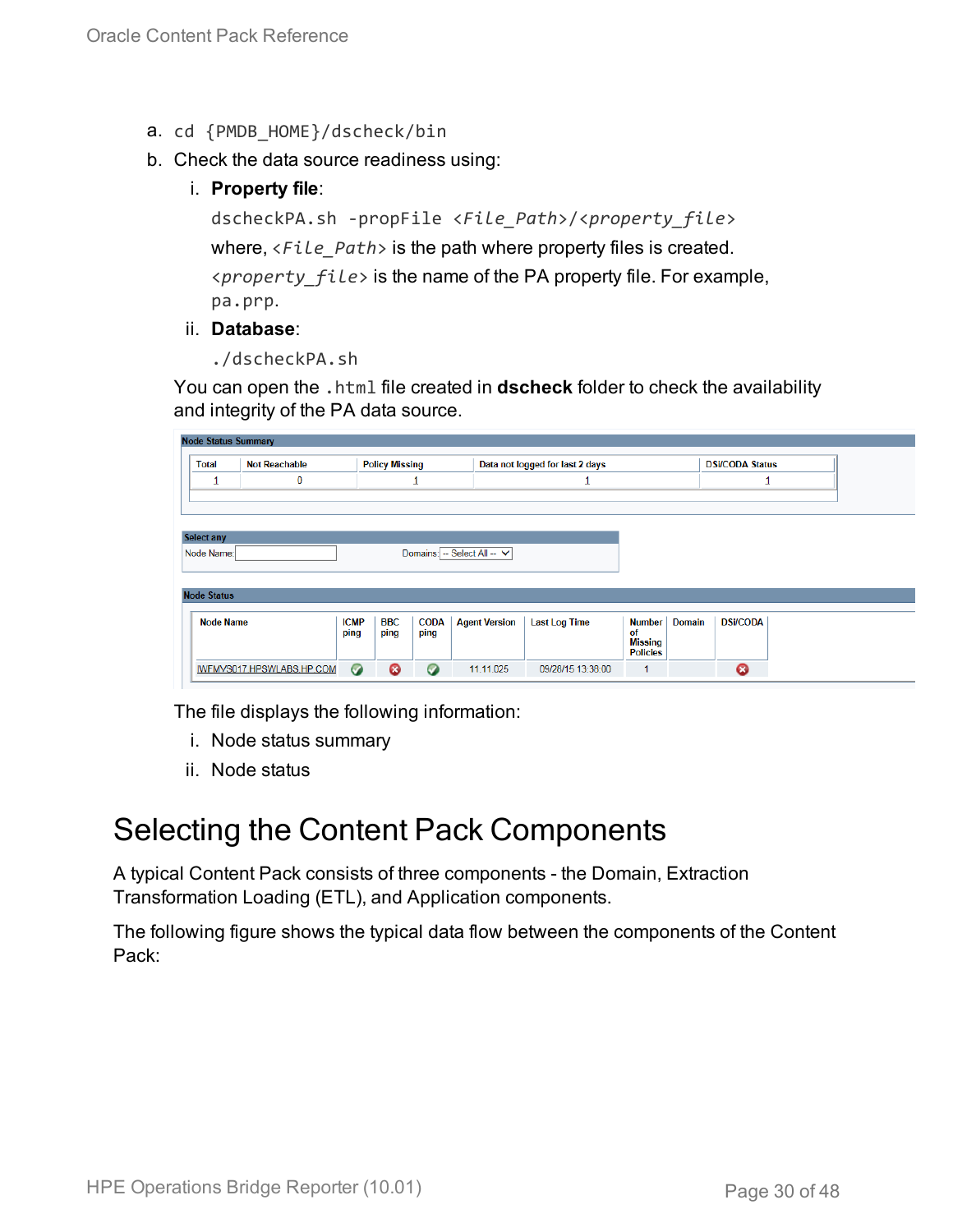a. `cd {PMDB_HOME}/dscheck/bin`

b. Check the data source readiness using:

   i. **Property file**:

      `dscheckPA.sh -propFile <File_Path>/<property_file>`

      where, *<File_Path>* is the path where property files is created.

      *<property_file>* is the name of the PA property file. For example, `pa.prp`.

   ii. **Database**:

      `./dscheckPA.sh`

You can open the `.html` file created in **dscheck** folder to check the availability and integrity of the PA data source.

**Node Status Summary**

| Total | Not Reachable | Policy Missing | Data not logged for last 2 days | DSI/CODA Status |
|---|---|---|---|---|
| 1 | 0 | 1 | 1 | 1 |

**Select any**

Node Name: Domains: -- Select All --

**Node Status**

| Node Name | ICMP ping | BBC ping | CODA ping | Agent Version | Last Log Time | Number of Missing Policies | Domain | DSI/CODA |
|---|---|---|---|---|---|---|---|---|
| IWFMVS017.HPSWLABS.HP.COM | ✔ | ✖ | ✔ | 11.11.025 | 09/26/15 13:38:00 | 1 | | ✖ |

The file displays the following information:

i. Node status summary

ii. Node status

# Selecting the Content Pack Components

A typical Content Pack consists of three components - the Domain, Extraction Transformation Loading (ETL), and Application components.

The following figure shows the typical data flow between the components of the Content Pack: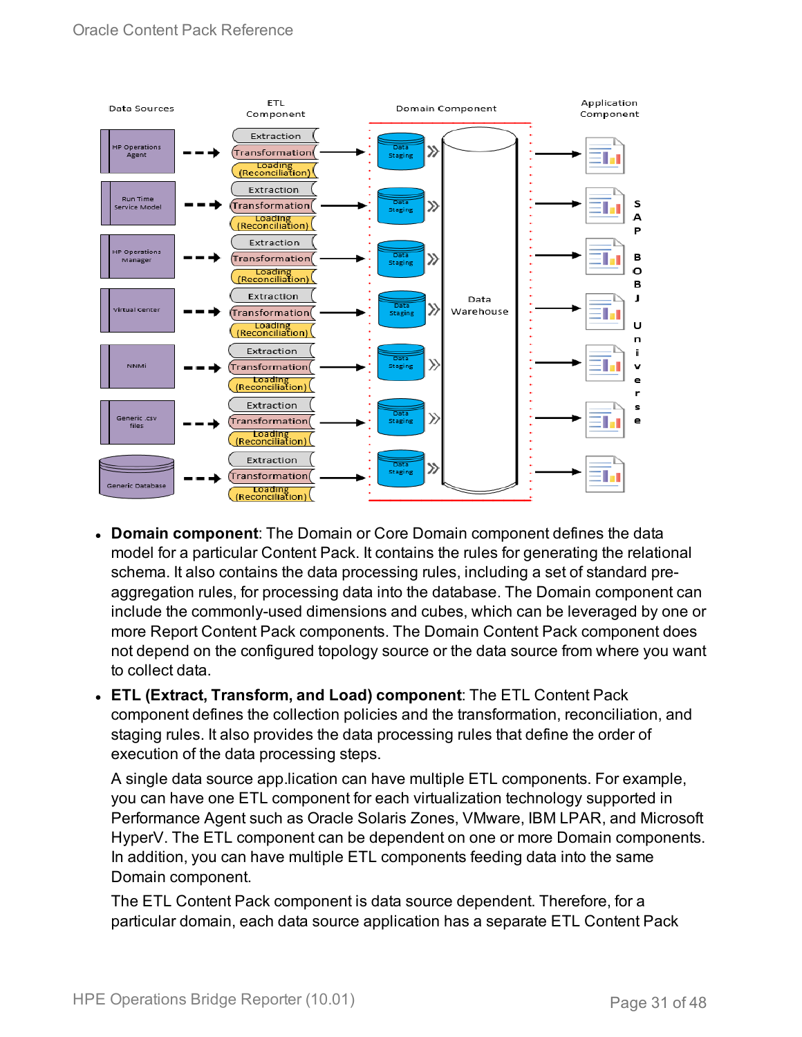- **Domain component**: The Domain or Core Domain component defines the data model for a particular Content Pack. It contains the rules for generating the relational schema. It also contains the data processing rules, including a set of standard pre-aggregation rules, for processing data into the database. The Domain component can include the commonly-used dimensions and cubes, which can be leveraged by one or more Report Content Pack components. The Domain Content Pack component does not depend on the configured topology source or the data source from where you want to collect data.
- **ETL (Extract, Transform, and Load) component**: The ETL Content Pack component defines the collection policies and the transformation, reconciliation, and staging rules. It also provides the data processing rules that define the order of execution of the data processing steps.

  A single data source app.lication can have multiple ETL components. For example, you can have one ETL component for each virtualization technology supported in Performance Agent such as Oracle Solaris Zones, VMware, IBM LPAR, and Microsoft HyperV. The ETL component can be dependent on one or more Domain components. In addition, you can have multiple ETL components feeding data into the same Domain component.

  The ETL Content Pack component is data source dependent. Therefore, for a particular domain, each data source application has a separate ETL Content Pack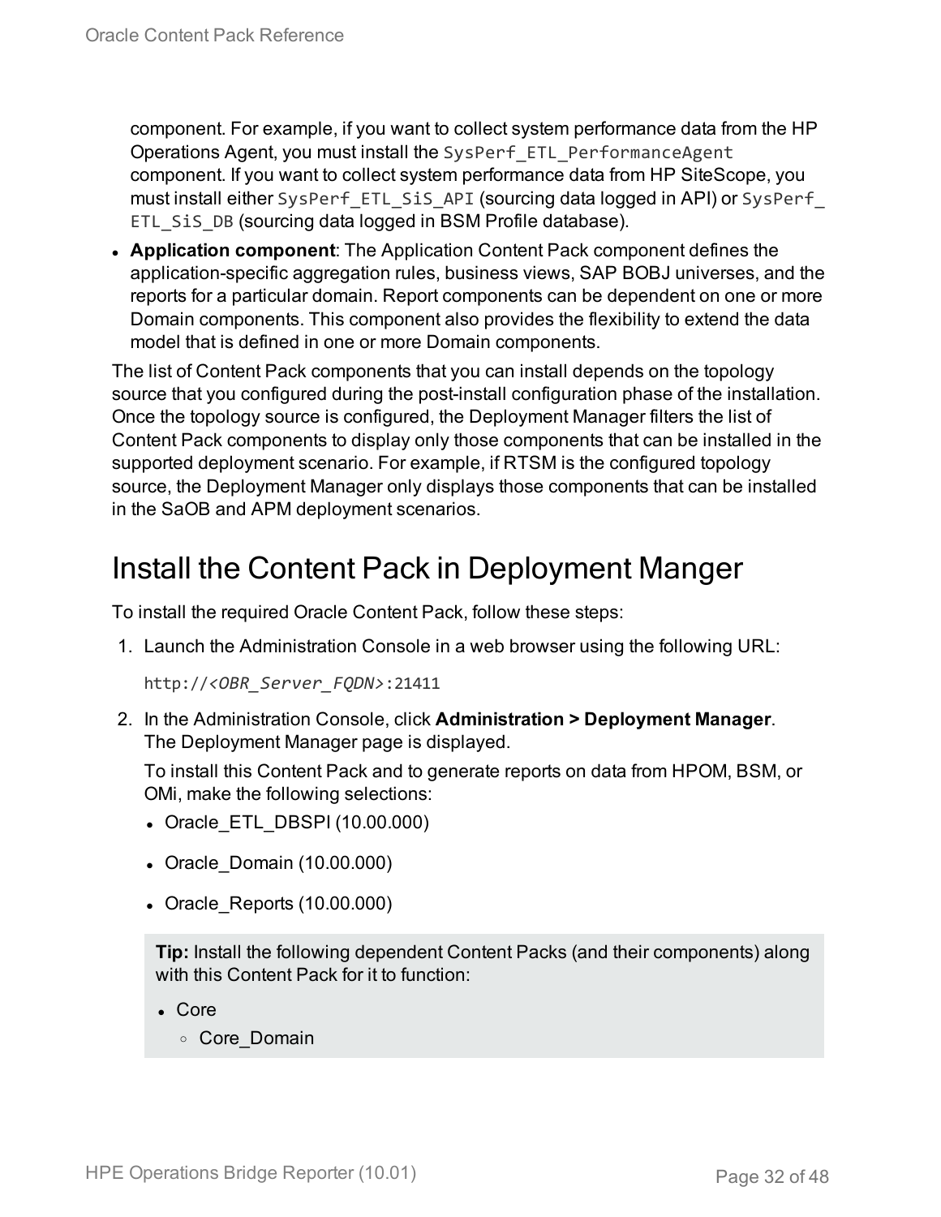component. For example, if you want to collect system performance data from the HP Operations Agent, you must install the `SysPerf_ETL_PerformanceAgent` component. If you want to collect system performance data from HP SiteScope, you must install either `SysPerf_ETL_SiS_API` (sourcing data logged in API) or `SysPerf_ETL_SiS_DB` (sourcing data logged in BSM Profile database).

- **Application component**: The Application Content Pack component defines the application-specific aggregation rules, business views, SAP BOBJ universes, and the reports for a particular domain. Report components can be dependent on one or more Domain components. This component also provides the flexibility to extend the data model that is defined in one or more Domain components.

The list of Content Pack components that you can install depends on the topology source that you configured during the post-install configuration phase of the installation. Once the topology source is configured, the Deployment Manager filters the list of Content Pack components to display only those components that can be installed in the supported deployment scenario. For example, if RTSM is the configured topology source, the Deployment Manager only displays those components that can be installed in the SaOB and APM deployment scenarios.

# Install the Content Pack in Deployment Manger

To install the required Oracle Content Pack, follow these steps:

1. Launch the Administration Console in a web browser using the following URL:

   `http://<OBR_Server_FQDN>:21411`

2. In the Administration Console, click **Administration > Deployment Manager**. The Deployment Manager page is displayed.

   To install this Content Pack and to generate reports on data from HPOM, BSM, or OMi, make the following selections:

   - Oracle_ETL_DBSPI (10.00.000)
   - Oracle_Domain (10.00.000)
   - Oracle_Reports (10.00.000)

   > **Tip:** Install the following dependent Content Packs (and their components) along with this Content Pack for it to function:
   >
   > - Core
   >   - Core_Domain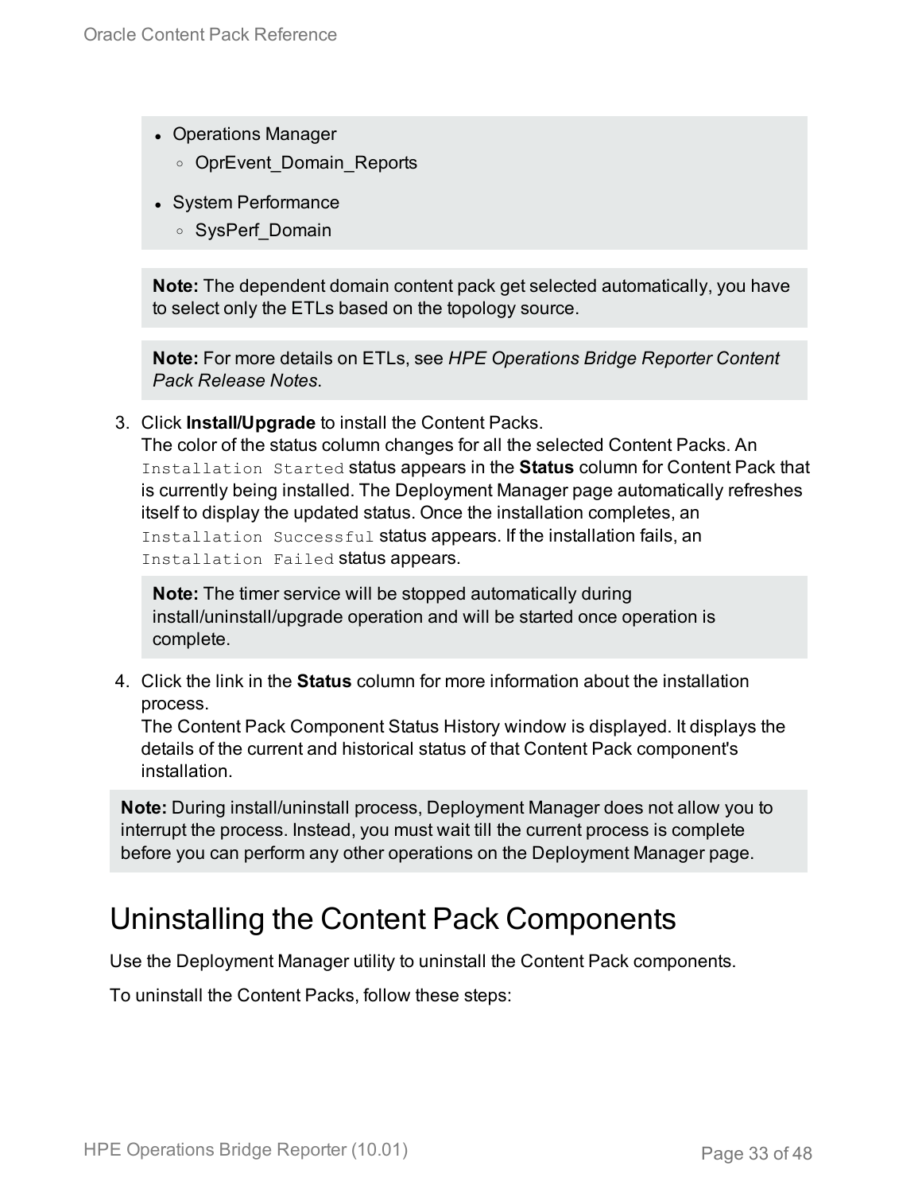- Operations Manager
  - OprEvent_Domain_Reports
- System Performance
  - SysPerf_Domain

**Note:** The dependent domain content pack get selected automatically, you have to select only the ETLs based on the topology source.

**Note:** For more details on ETLs, see *HPE Operations Bridge Reporter Content Pack Release Notes*.

3. Click **Install/Upgrade** to install the Content Packs.
   The color of the status column changes for all the selected Content Packs. An `Installation Started` status appears in the **Status** column for Content Pack that is currently being installed. The Deployment Manager page automatically refreshes itself to display the updated status. Once the installation completes, an `Installation Successful` status appears. If the installation fails, an `Installation Failed` status appears.

   **Note:** The timer service will be stopped automatically during install/uninstall/upgrade operation and will be started once operation is complete.

4. Click the link in the **Status** column for more information about the installation process.
   The Content Pack Component Status History window is displayed. It displays the details of the current and historical status of that Content Pack component's installation.

**Note:** During install/uninstall process, Deployment Manager does not allow you to interrupt the process. Instead, you must wait till the current process is complete before you can perform any other operations on the Deployment Manager page.

## Uninstalling the Content Pack Components

Use the Deployment Manager utility to uninstall the Content Pack components.

To uninstall the Content Packs, follow these steps: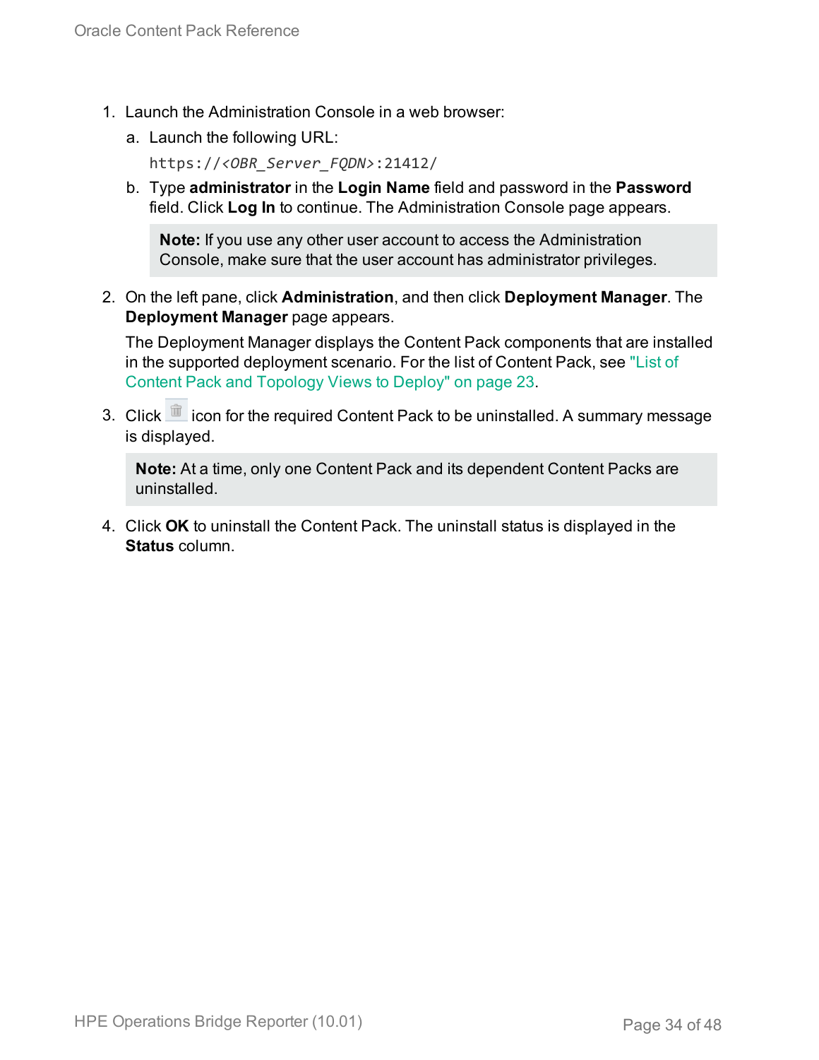1. Launch the Administration Console in a web browser:

   a. Launch the following URL:

      https://*<OBR_Server_FQDN>*:21412/

   b. Type **administrator** in the **Login Name** field and password in the **Password** field. Click **Log In** to continue. The Administration Console page appears.

      > **Note:** If you use any other user account to access the Administration Console, make sure that the user account has administrator privileges.

2. On the left pane, click **Administration**, and then click **Deployment Manager**. The **Deployment Manager** page appears.

   The Deployment Manager displays the Content Pack components that are installed in the supported deployment scenario. For the list of Content Pack, see "List of Content Pack and Topology Views to Deploy" on page 23.

3. Click icon for the required Content Pack to be uninstalled. A summary message is displayed.

   > **Note:** At a time, only one Content Pack and its dependent Content Packs are uninstalled.

4. Click **OK** to uninstall the Content Pack. The uninstall status is displayed in the **Status** column.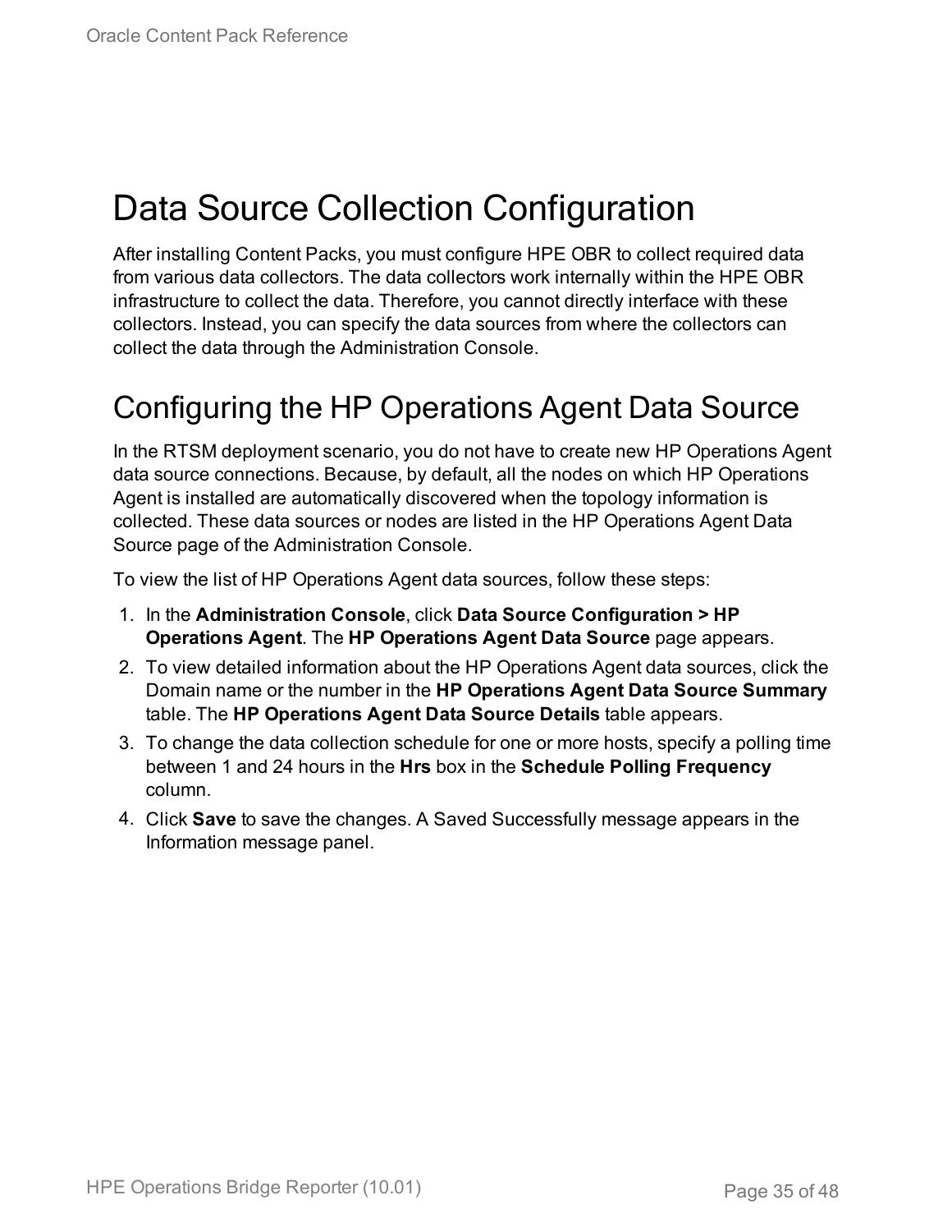# Data Source Collection Configuration

After installing Content Packs, you must configure HPE OBR to collect required data from various data collectors. The data collectors work internally within the HPE OBR infrastructure to collect the data. Therefore, you cannot directly interface with these collectors. Instead, you can specify the data sources from where the collectors can collect the data through the Administration Console.

## Configuring the HP Operations Agent Data Source

In the RTSM deployment scenario, you do not have to create new HP Operations Agent data source connections. Because, by default, all the nodes on which HP Operations Agent is installed are automatically discovered when the topology information is collected. These data sources or nodes are listed in the HP Operations Agent Data Source page of the Administration Console.

To view the list of HP Operations Agent data sources, follow these steps:

1. In the **Administration Console**, click **Data Source Configuration > HP Operations Agent**. The **HP Operations Agent Data Source** page appears.
2. To view detailed information about the HP Operations Agent data sources, click the Domain name or the number in the **HP Operations Agent Data Source Summary** table. The **HP Operations Agent Data Source Details** table appears.
3. To change the data collection schedule for one or more hosts, specify a polling time between 1 and 24 hours in the **Hrs** box in the **Schedule Polling Frequency** column.
4. Click **Save** to save the changes. A Saved Successfully message appears in the Information message panel.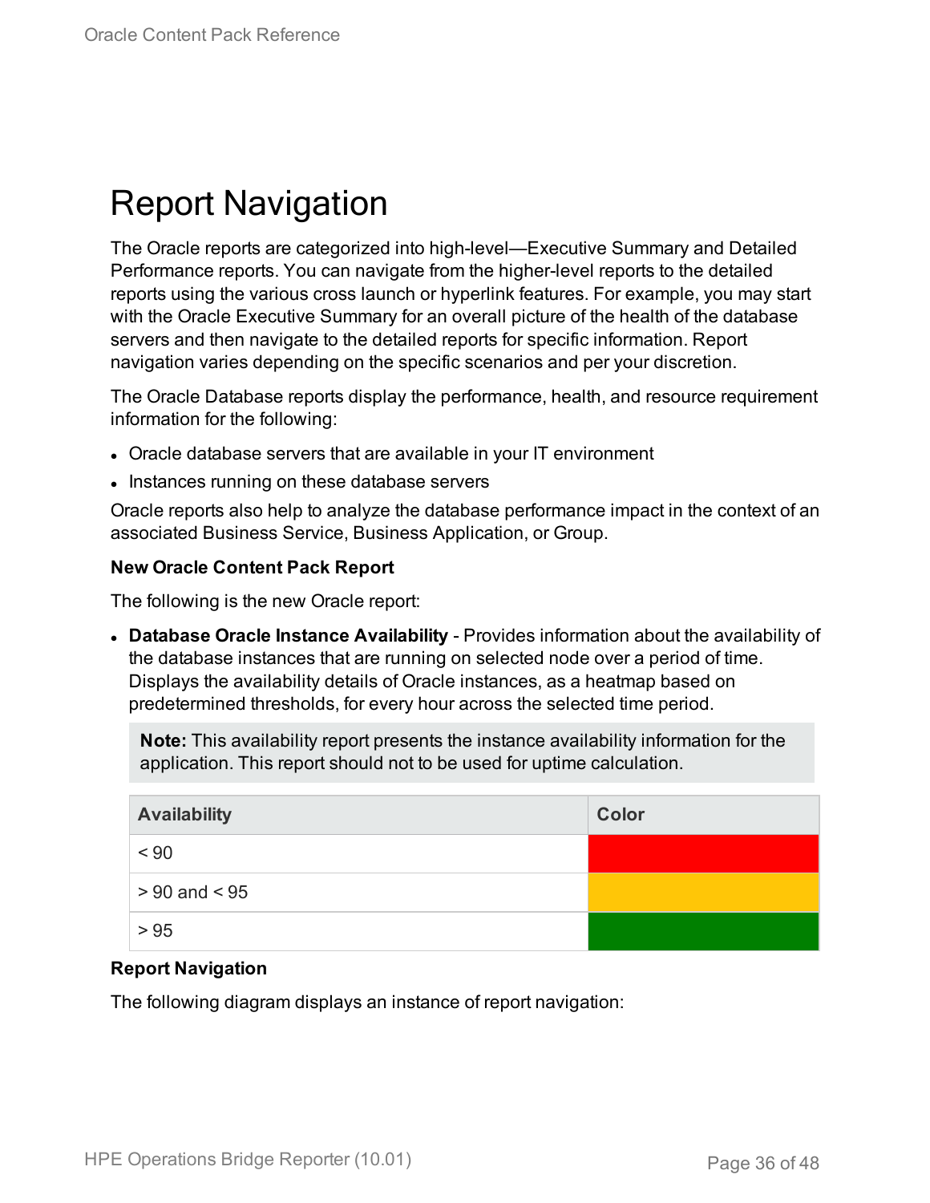# Report Navigation

The Oracle reports are categorized into high-level—Executive Summary and Detailed Performance reports. You can navigate from the higher-level reports to the detailed reports using the various cross launch or hyperlink features. For example, you may start with the Oracle Executive Summary for an overall picture of the health of the database servers and then navigate to the detailed reports for specific information. Report navigation varies depending on the specific scenarios and per your discretion.

The Oracle Database reports display the performance, health, and resource requirement information for the following:

- Oracle database servers that are available in your IT environment
- Instances running on these database servers

Oracle reports also help to analyze the database performance impact in the context of an associated Business Service, Business Application, or Group.

**New Oracle Content Pack Report**

The following is the new Oracle report:

- **Database Oracle Instance Availability** - Provides information about the availability of the database instances that are running on selected node over a period of time. Displays the availability details of Oracle instances, as a heatmap based on predetermined thresholds, for every hour across the selected time period.

  **Note:** This availability report presents the instance availability information for the application. This report should not to be used for uptime calculation.

| Availability | Color |
| --- | --- |
| < 90 | Red |
| > 90 and < 95 | Amber |
| > 95 | Green |

**Report Navigation**

The following diagram displays an instance of report navigation: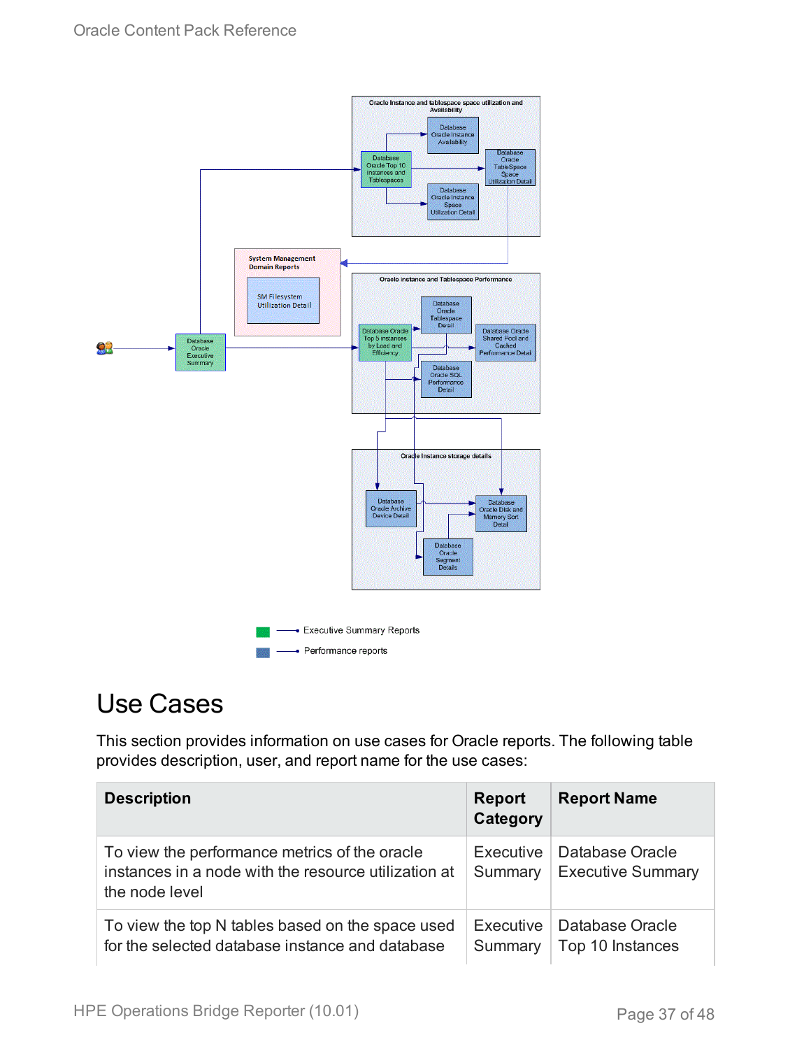## Use Cases

This section provides information on use cases for Oracle reports. The following table provides description, user, and report name for the use cases:

| Description | Report Category | Report Name |
| --- | --- | --- |
| To view the performance metrics of the oracle instances in a node with the resource utilization at the node level | Executive Summary | Database Oracle Executive Summary |
| To view the top N tables based on the space used for the selected database instance and database | Executive Summary | Database Oracle Top 10 Instances |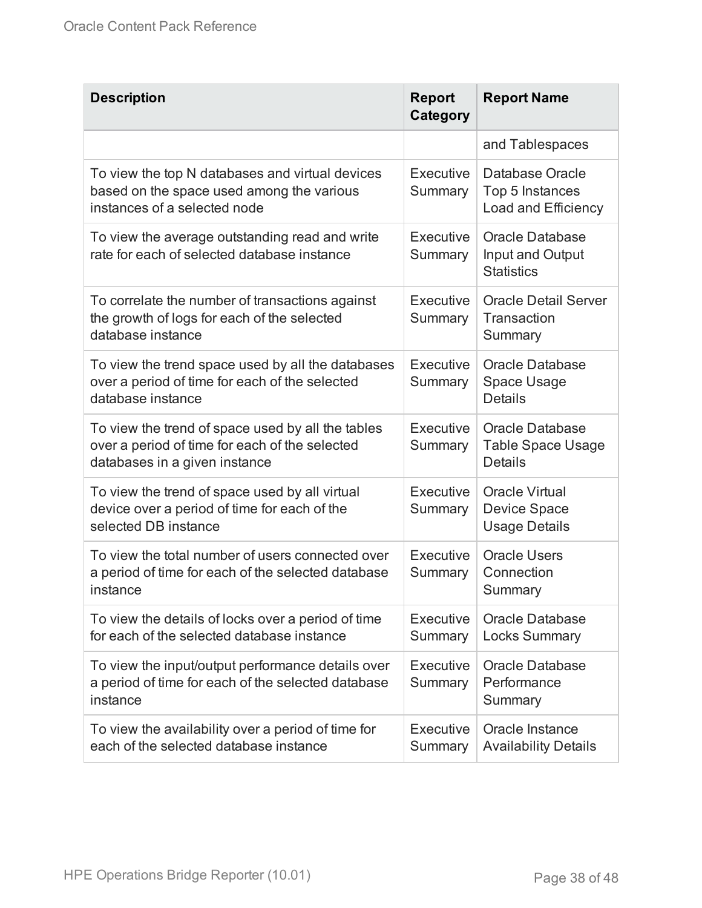| Description | Report Category | Report Name |
| --- | --- | --- |
| | | and Tablespaces |
| To view the top N databases and virtual devices based on the space used among the various instances of a selected node | Executive Summary | Database Oracle Top 5 Instances Load and Efficiency |
| To view the average outstanding read and write rate for each of selected database instance | Executive Summary | Oracle Database Input and Output Statistics |
| To correlate the number of transactions against the growth of logs for each of the selected database instance | Executive Summary | Oracle Detail Server Transaction Summary |
| To view the trend space used by all the databases over a period of time for each of the selected database instance | Executive Summary | Oracle Database Space Usage Details |
| To view the trend of space used by all the tables over a period of time for each of the selected databases in a given instance | Executive Summary | Oracle Database Table Space Usage Details |
| To view the trend of space used by all virtual device over a period of time for each of the selected DB instance | Executive Summary | Oracle Virtual Device Space Usage Details |
| To view the total number of users connected over a period of time for each of the selected database instance | Executive Summary | Oracle Users Connection Summary |
| To view the details of locks over a period of time for each of the selected database instance | Executive Summary | Oracle Database Locks Summary |
| To view the input/output performance details over a period of time for each of the selected database instance | Executive Summary | Oracle Database Performance Summary |
| To view the availability over a period of time for each of the selected database instance | Executive Summary | Oracle Instance Availability Details |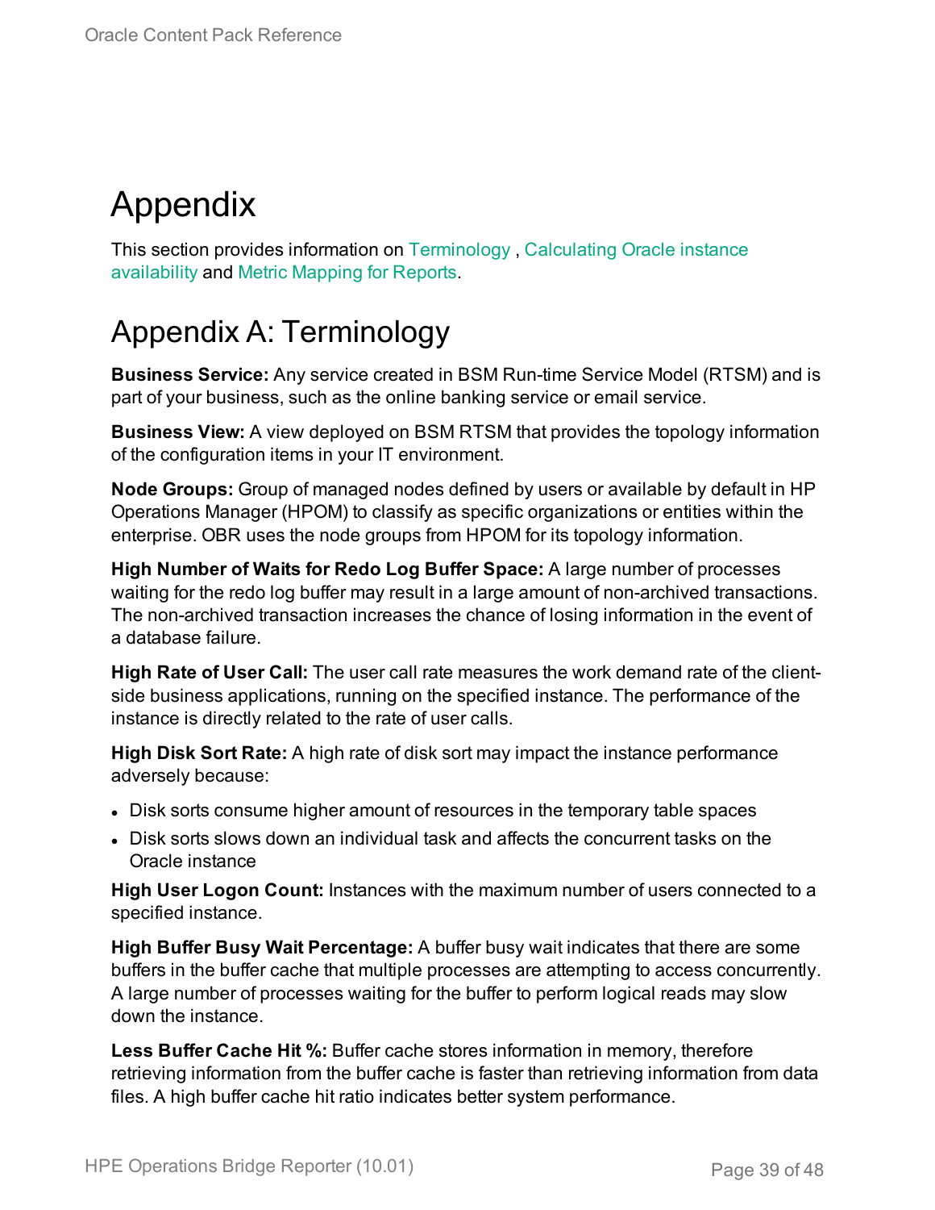# Appendix

This section provides information on Terminology , Calculating Oracle instance availability and Metric Mapping for Reports.

## Appendix A: Terminology

**Business Service:** Any service created in BSM Run-time Service Model (RTSM) and is part of your business, such as the online banking service or email service.

**Business View:** A view deployed on BSM RTSM that provides the topology information of the configuration items in your IT environment.

**Node Groups:** Group of managed nodes defined by users or available by default in HP Operations Manager (HPOM) to classify as specific organizations or entities within the enterprise. OBR uses the node groups from HPOM for its topology information.

**High Number of Waits for Redo Log Buffer Space:** A large number of processes waiting for the redo log buffer may result in a large amount of non-archived transactions. The non-archived transaction increases the chance of losing information in the event of a database failure.

**High Rate of User Call:** The user call rate measures the work demand rate of the client-side business applications, running on the specified instance. The performance of the instance is directly related to the rate of user calls.

**High Disk Sort Rate:** A high rate of disk sort may impact the instance performance adversely because:

- Disk sorts consume higher amount of resources in the temporary table spaces
- Disk sorts slows down an individual task and affects the concurrent tasks on the Oracle instance

**High User Logon Count:** Instances with the maximum number of users connected to a specified instance.

**High Buffer Busy Wait Percentage:** A buffer busy wait indicates that there are some buffers in the buffer cache that multiple processes are attempting to access concurrently. A large number of processes waiting for the buffer to perform logical reads may slow down the instance.

**Less Buffer Cache Hit %:** Buffer cache stores information in memory, therefore retrieving information from the buffer cache is faster than retrieving information from data files. A high buffer cache hit ratio indicates better system performance.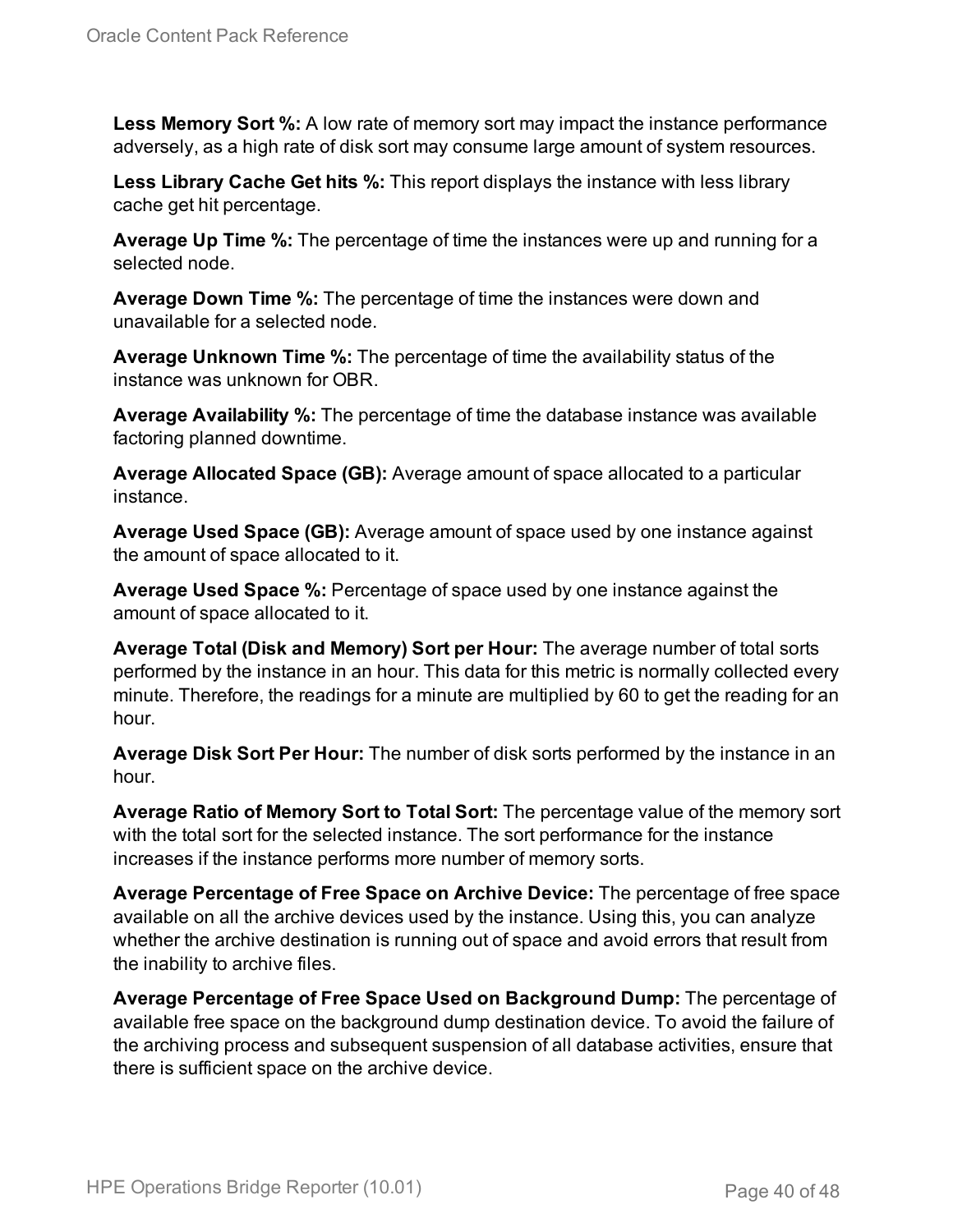**Less Memory Sort %:** A low rate of memory sort may impact the instance performance adversely, as a high rate of disk sort may consume large amount of system resources.

**Less Library Cache Get hits %:** This report displays the instance with less library cache get hit percentage.

**Average Up Time %:** The percentage of time the instances were up and running for a selected node.

**Average Down Time %:** The percentage of time the instances were down and unavailable for a selected node.

**Average Unknown Time %:** The percentage of time the availability status of the instance was unknown for OBR.

**Average Availability %:** The percentage of time the database instance was available factoring planned downtime.

**Average Allocated Space (GB):** Average amount of space allocated to a particular instance.

**Average Used Space (GB):** Average amount of space used by one instance against the amount of space allocated to it.

**Average Used Space %:** Percentage of space used by one instance against the amount of space allocated to it.

**Average Total (Disk and Memory) Sort per Hour:** The average number of total sorts performed by the instance in an hour. This data for this metric is normally collected every minute. Therefore, the readings for a minute are multiplied by 60 to get the reading for an hour.

**Average Disk Sort Per Hour:** The number of disk sorts performed by the instance in an hour.

**Average Ratio of Memory Sort to Total Sort:** The percentage value of the memory sort with the total sort for the selected instance. The sort performance for the instance increases if the instance performs more number of memory sorts.

**Average Percentage of Free Space on Archive Device:** The percentage of free space available on all the archive devices used by the instance. Using this, you can analyze whether the archive destination is running out of space and avoid errors that result from the inability to archive files.

**Average Percentage of Free Space Used on Background Dump:** The percentage of available free space on the background dump destination device. To avoid the failure of the archiving process and subsequent suspension of all database activities, ensure that there is sufficient space on the archive device.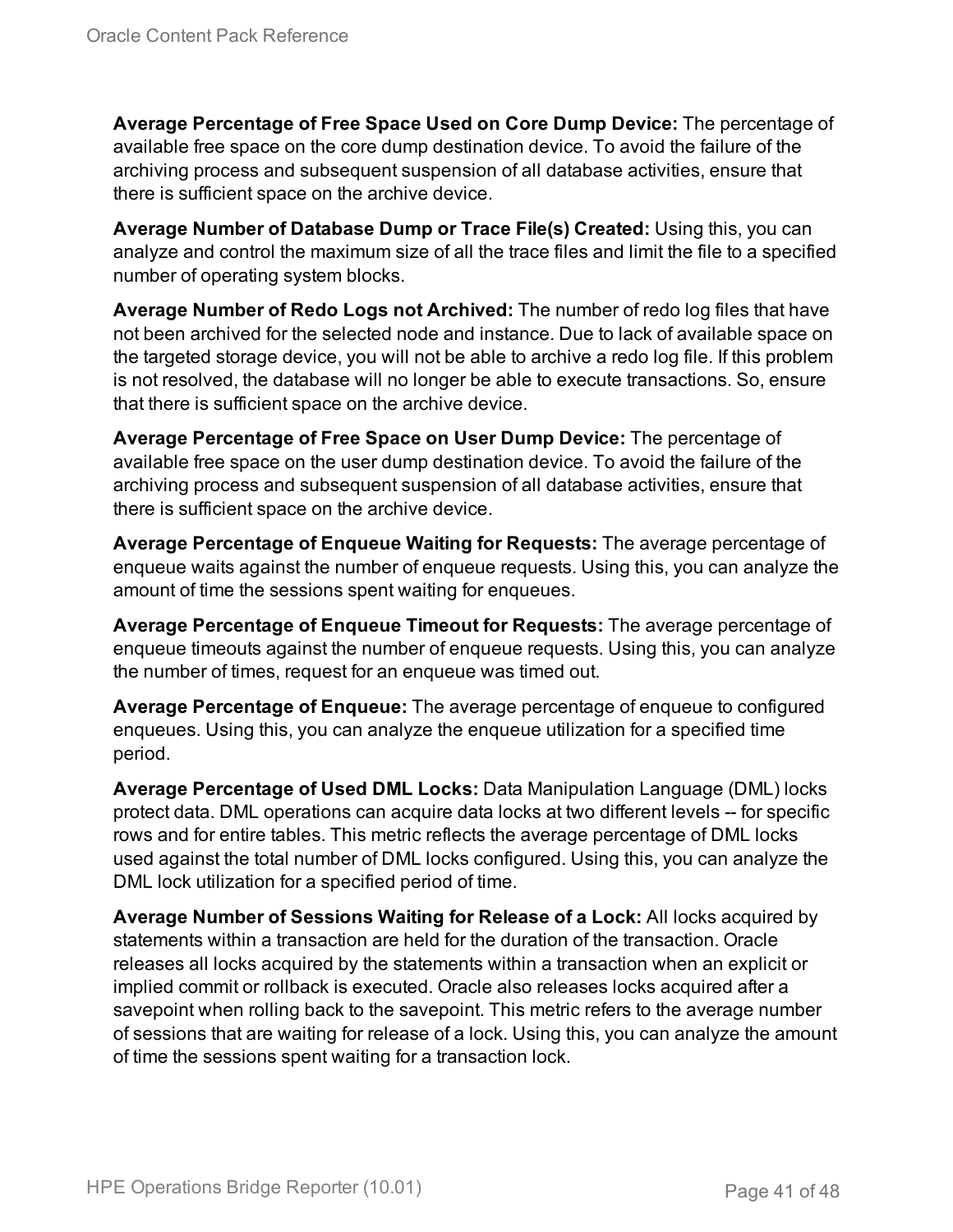**Average Percentage of Free Space Used on Core Dump Device:** The percentage of available free space on the core dump destination device. To avoid the failure of the archiving process and subsequent suspension of all database activities, ensure that there is sufficient space on the archive device.

**Average Number of Database Dump or Trace File(s) Created:** Using this, you can analyze and control the maximum size of all the trace files and limit the file to a specified number of operating system blocks.

**Average Number of Redo Logs not Archived:** The number of redo log files that have not been archived for the selected node and instance. Due to lack of available space on the targeted storage device, you will not be able to archive a redo log file. If this problem is not resolved, the database will no longer be able to execute transactions. So, ensure that there is sufficient space on the archive device.

**Average Percentage of Free Space on User Dump Device:** The percentage of available free space on the user dump destination device. To avoid the failure of the archiving process and subsequent suspension of all database activities, ensure that there is sufficient space on the archive device.

**Average Percentage of Enqueue Waiting for Requests:** The average percentage of enqueue waits against the number of enqueue requests. Using this, you can analyze the amount of time the sessions spent waiting for enqueues.

**Average Percentage of Enqueue Timeout for Requests:** The average percentage of enqueue timeouts against the number of enqueue requests. Using this, you can analyze the number of times, request for an enqueue was timed out.

**Average Percentage of Enqueue:** The average percentage of enqueue to configured enqueues. Using this, you can analyze the enqueue utilization for a specified time period.

**Average Percentage of Used DML Locks:** Data Manipulation Language (DML) locks protect data. DML operations can acquire data locks at two different levels -- for specific rows and for entire tables. This metric reflects the average percentage of DML locks used against the total number of DML locks configured. Using this, you can analyze the DML lock utilization for a specified period of time.

**Average Number of Sessions Waiting for Release of a Lock:** All locks acquired by statements within a transaction are held for the duration of the transaction. Oracle releases all locks acquired by the statements within a transaction when an explicit or implied commit or rollback is executed. Oracle also releases locks acquired after a savepoint when rolling back to the savepoint. This metric refers to the average number of sessions that are waiting for release of a lock. Using this, you can analyze the amount of time the sessions spent waiting for a transaction lock.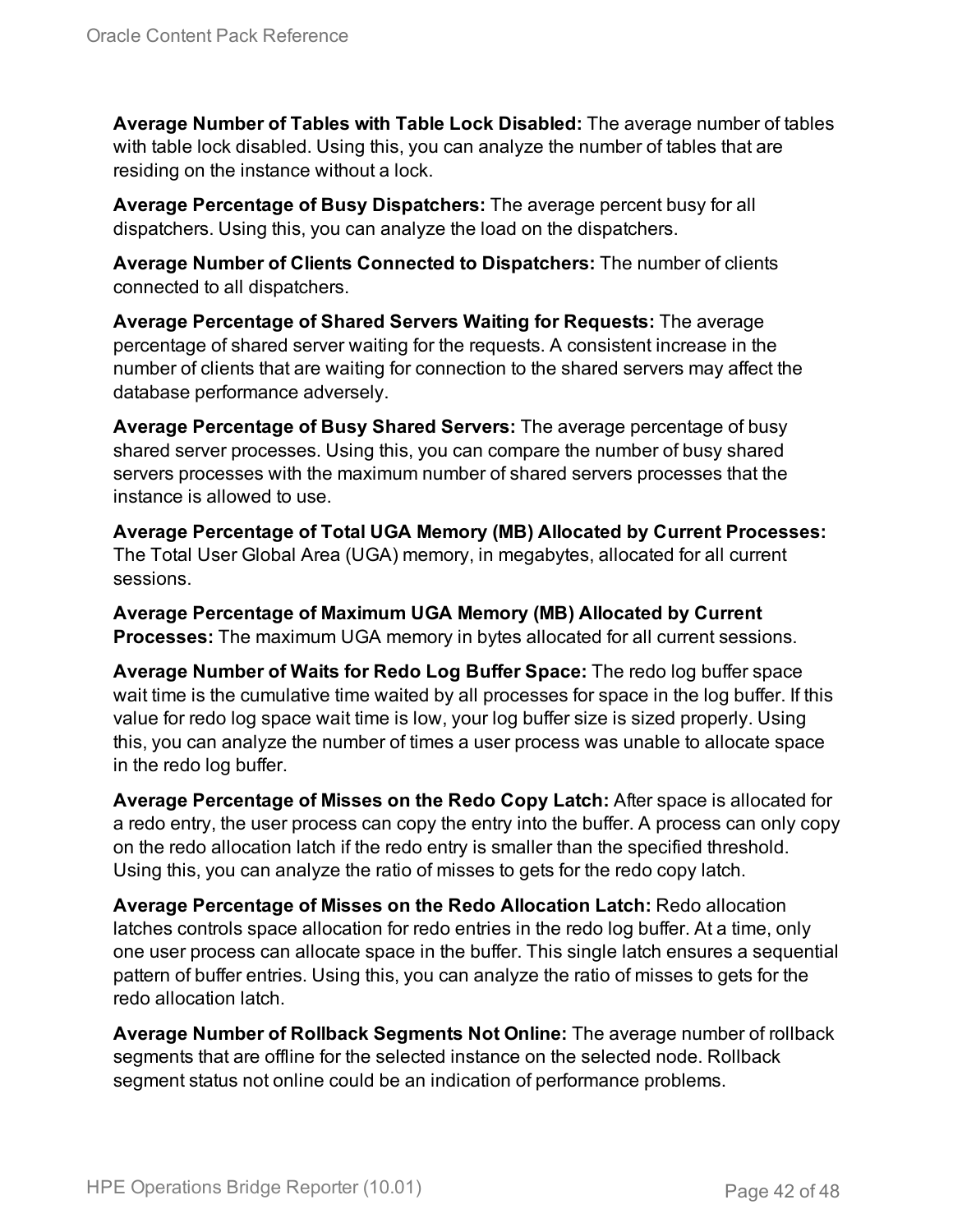**Average Number of Tables with Table Lock Disabled:** The average number of tables with table lock disabled. Using this, you can analyze the number of tables that are residing on the instance without a lock.

**Average Percentage of Busy Dispatchers:** The average percent busy for all dispatchers. Using this, you can analyze the load on the dispatchers.

**Average Number of Clients Connected to Dispatchers:** The number of clients connected to all dispatchers.

**Average Percentage of Shared Servers Waiting for Requests:** The average percentage of shared server waiting for the requests. A consistent increase in the number of clients that are waiting for connection to the shared servers may affect the database performance adversely.

**Average Percentage of Busy Shared Servers:** The average percentage of busy shared server processes. Using this, you can compare the number of busy shared servers processes with the maximum number of shared servers processes that the instance is allowed to use.

**Average Percentage of Total UGA Memory (MB) Allocated by Current Processes:** The Total User Global Area (UGA) memory, in megabytes, allocated for all current sessions.

**Average Percentage of Maximum UGA Memory (MB) Allocated by Current Processes:** The maximum UGA memory in bytes allocated for all current sessions.

**Average Number of Waits for Redo Log Buffer Space:** The redo log buffer space wait time is the cumulative time waited by all processes for space in the log buffer. If this value for redo log space wait time is low, your log buffer size is sized properly. Using this, you can analyze the number of times a user process was unable to allocate space in the redo log buffer.

**Average Percentage of Misses on the Redo Copy Latch:** After space is allocated for a redo entry, the user process can copy the entry into the buffer. A process can only copy on the redo allocation latch if the redo entry is smaller than the specified threshold. Using this, you can analyze the ratio of misses to gets for the redo copy latch.

**Average Percentage of Misses on the Redo Allocation Latch:** Redo allocation latches controls space allocation for redo entries in the redo log buffer. At a time, only one user process can allocate space in the buffer. This single latch ensures a sequential pattern of buffer entries. Using this, you can analyze the ratio of misses to gets for the redo allocation latch.

**Average Number of Rollback Segments Not Online:** The average number of rollback segments that are offline for the selected instance on the selected node. Rollback segment status not online could be an indication of performance problems.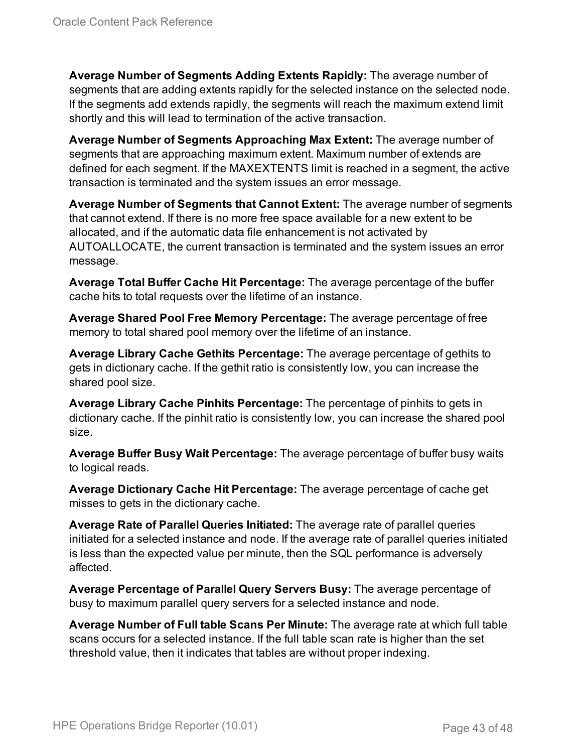**Average Number of Segments Adding Extents Rapidly:** The average number of segments that are adding extents rapidly for the selected instance on the selected node. If the segments add extends rapidly, the segments will reach the maximum extend limit shortly and this will lead to termination of the active transaction.

**Average Number of Segments Approaching Max Extent:** The average number of segments that are approaching maximum extent. Maximum number of extends are defined for each segment. If the MAXEXTENTS limit is reached in a segment, the active transaction is terminated and the system issues an error message.

**Average Number of Segments that Cannot Extent:** The average number of segments that cannot extend. If there is no more free space available for a new extent to be allocated, and if the automatic data file enhancement is not activated by AUTOALLOCATE, the current transaction is terminated and the system issues an error message.

**Average Total Buffer Cache Hit Percentage:** The average percentage of the buffer cache hits to total requests over the lifetime of an instance.

**Average Shared Pool Free Memory Percentage:** The average percentage of free memory to total shared pool memory over the lifetime of an instance.

**Average Library Cache Gethits Percentage:** The average percentage of gethits to gets in dictionary cache. If the gethit ratio is consistently low, you can increase the shared pool size.

**Average Library Cache Pinhits Percentage:** The percentage of pinhits to gets in dictionary cache. If the pinhit ratio is consistently low, you can increase the shared pool size.

**Average Buffer Busy Wait Percentage:** The average percentage of buffer busy waits to logical reads.

**Average Dictionary Cache Hit Percentage:** The average percentage of cache get misses to gets in the dictionary cache.

**Average Rate of Parallel Queries Initiated:** The average rate of parallel queries initiated for a selected instance and node. If the average rate of parallel queries initiated is less than the expected value per minute, then the SQL performance is adversely affected.

**Average Percentage of Parallel Query Servers Busy:** The average percentage of busy to maximum parallel query servers for a selected instance and node.

**Average Number of Full table Scans Per Minute:** The average rate at which full table scans occurs for a selected instance. If the full table scan rate is higher than the set threshold value, then it indicates that tables are without proper indexing.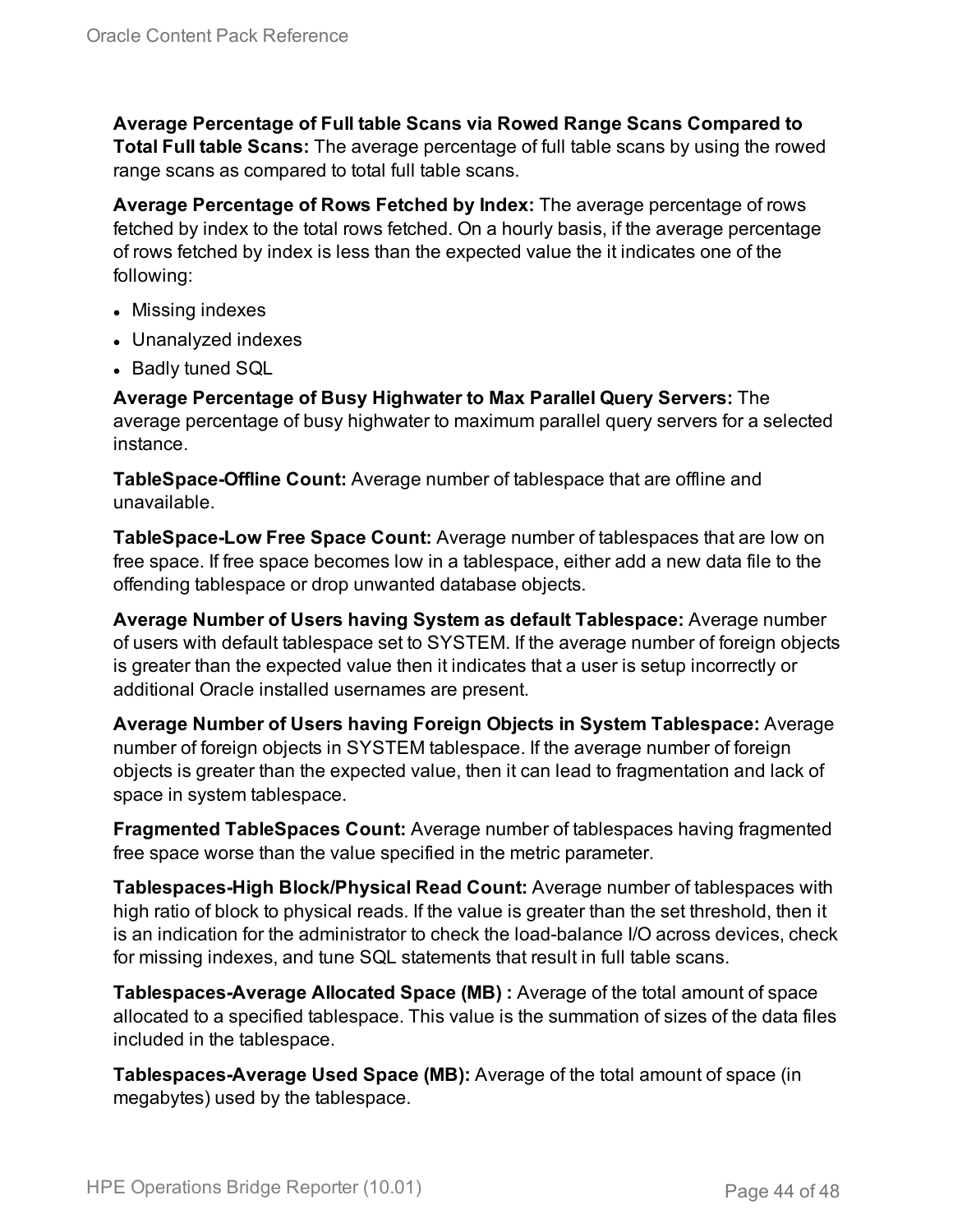**Average Percentage of Full table Scans via Rowed Range Scans Compared to Total Full table Scans:** The average percentage of full table scans by using the rowed range scans as compared to total full table scans.

**Average Percentage of Rows Fetched by Index:** The average percentage of rows fetched by index to the total rows fetched. On a hourly basis, if the average percentage of rows fetched by index is less than the expected value the it indicates one of the following:

- Missing indexes
- Unanalyzed indexes
- Badly tuned SQL

**Average Percentage of Busy Highwater to Max Parallel Query Servers:** The average percentage of busy highwater to maximum parallel query servers for a selected instance.

**TableSpace-Offline Count:** Average number of tablespace that are offline and unavailable.

**TableSpace-Low Free Space Count:** Average number of tablespaces that are low on free space. If free space becomes low in a tablespace, either add a new data file to the offending tablespace or drop unwanted database objects.

**Average Number of Users having System as default Tablespace:** Average number of users with default tablespace set to SYSTEM. If the average number of foreign objects is greater than the expected value then it indicates that a user is setup incorrectly or additional Oracle installed usernames are present.

**Average Number of Users having Foreign Objects in System Tablespace:** Average number of foreign objects in SYSTEM tablespace. If the average number of foreign objects is greater than the expected value, then it can lead to fragmentation and lack of space in system tablespace.

**Fragmented TableSpaces Count:** Average number of tablespaces having fragmented free space worse than the value specified in the metric parameter.

**Tablespaces-High Block/Physical Read Count:** Average number of tablespaces with high ratio of block to physical reads. If the value is greater than the set threshold, then it is an indication for the administrator to check the load-balance I/O across devices, check for missing indexes, and tune SQL statements that result in full table scans.

**Tablespaces-Average Allocated Space (MB) :** Average of the total amount of space allocated to a specified tablespace. This value is the summation of sizes of the data files included in the tablespace.

**Tablespaces-Average Used Space (MB):** Average of the total amount of space (in megabytes) used by the tablespace.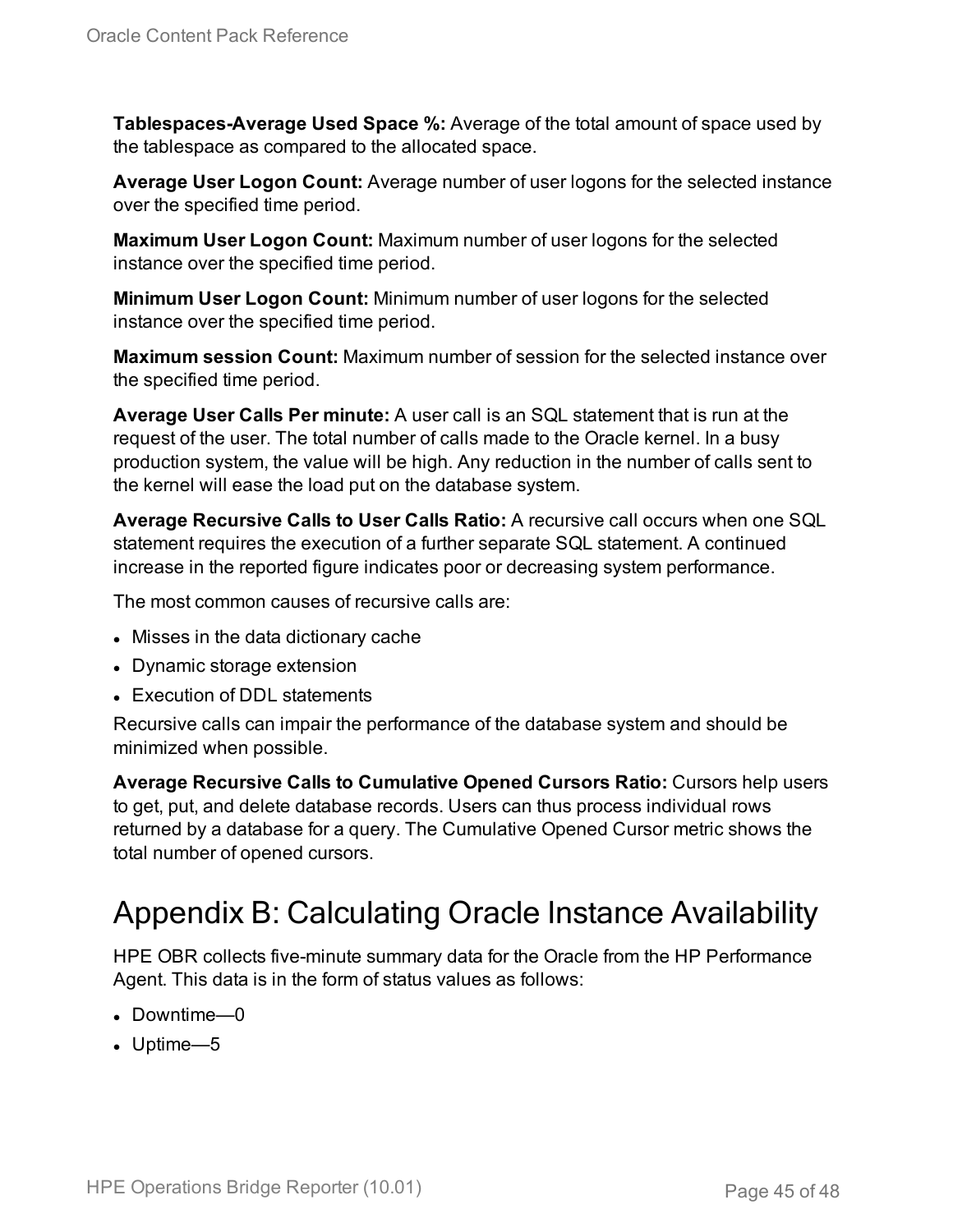**Tablespaces-Average Used Space %:** Average of the total amount of space used by the tablespace as compared to the allocated space.

**Average User Logon Count:** Average number of user logons for the selected instance over the specified time period.

**Maximum User Logon Count:** Maximum number of user logons for the selected instance over the specified time period.

**Minimum User Logon Count:** Minimum number of user logons for the selected instance over the specified time period.

**Maximum session Count:** Maximum number of session for the selected instance over the specified time period.

**Average User Calls Per minute:** A user call is an SQL statement that is run at the request of the user. The total number of calls made to the Oracle kernel. In a busy production system, the value will be high. Any reduction in the number of calls sent to the kernel will ease the load put on the database system.

**Average Recursive Calls to User Calls Ratio:** A recursive call occurs when one SQL statement requires the execution of a further separate SQL statement. A continued increase in the reported figure indicates poor or decreasing system performance.

The most common causes of recursive calls are:

- Misses in the data dictionary cache
- Dynamic storage extension
- Execution of DDL statements

Recursive calls can impair the performance of the database system and should be minimized when possible.

**Average Recursive Calls to Cumulative Opened Cursors Ratio:** Cursors help users to get, put, and delete database records. Users can thus process individual rows returned by a database for a query. The Cumulative Opened Cursor metric shows the total number of opened cursors.

# Appendix B: Calculating Oracle Instance Availability

HPE OBR collects five-minute summary data for the Oracle from the HP Performance Agent. This data is in the form of status values as follows:

- Downtime—0
- Uptime—5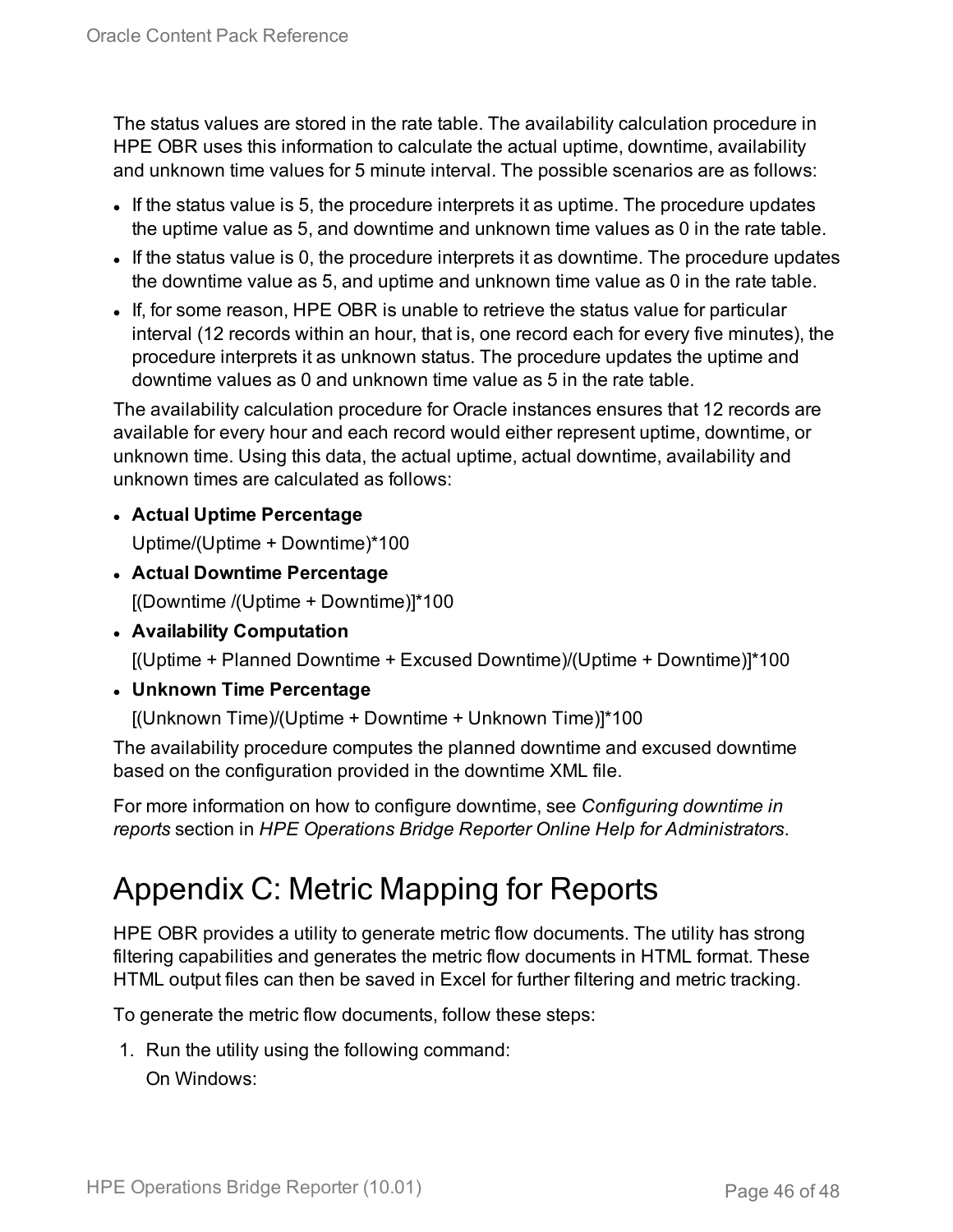The status values are stored in the rate table. The availability calculation procedure in HPE OBR uses this information to calculate the actual uptime, downtime, availability and unknown time values for 5 minute interval. The possible scenarios are as follows:

- If the status value is 5, the procedure interprets it as uptime. The procedure updates the uptime value as 5, and downtime and unknown time values as 0 in the rate table.
- If the status value is 0, the procedure interprets it as downtime. The procedure updates the downtime value as 5, and uptime and unknown time value as 0 in the rate table.
- If, for some reason, HPE OBR is unable to retrieve the status value for particular interval (12 records within an hour, that is, one record each for every five minutes), the procedure interprets it as unknown status. The procedure updates the uptime and downtime values as 0 and unknown time value as 5 in the rate table.

The availability calculation procedure for Oracle instances ensures that 12 records are available for every hour and each record would either represent uptime, downtime, or unknown time. Using this data, the actual uptime, actual downtime, availability and unknown times are calculated as follows:

- **Actual Uptime Percentage**

  Uptime/(Uptime + Downtime)*100
- **Actual Downtime Percentage**

  [(Downtime /(Uptime + Downtime)]*100
- **Availability Computation**

  [(Uptime + Planned Downtime + Excused Downtime)/(Uptime + Downtime)]*100
- **Unknown Time Percentage**

  [(Unknown Time)/(Uptime + Downtime + Unknown Time)]*100

The availability procedure computes the planned downtime and excused downtime based on the configuration provided in the downtime XML file.

For more information on how to configure downtime, see *Configuring downtime in reports* section in *HPE Operations Bridge Reporter Online Help for Administrators*.

# Appendix C: Metric Mapping for Reports

HPE OBR provides a utility to generate metric flow documents. The utility has strong filtering capabilities and generates the metric flow documents in HTML format. These HTML output files can then be saved in Excel for further filtering and metric tracking.

To generate the metric flow documents, follow these steps:

1. Run the utility using the following command:

   On Windows: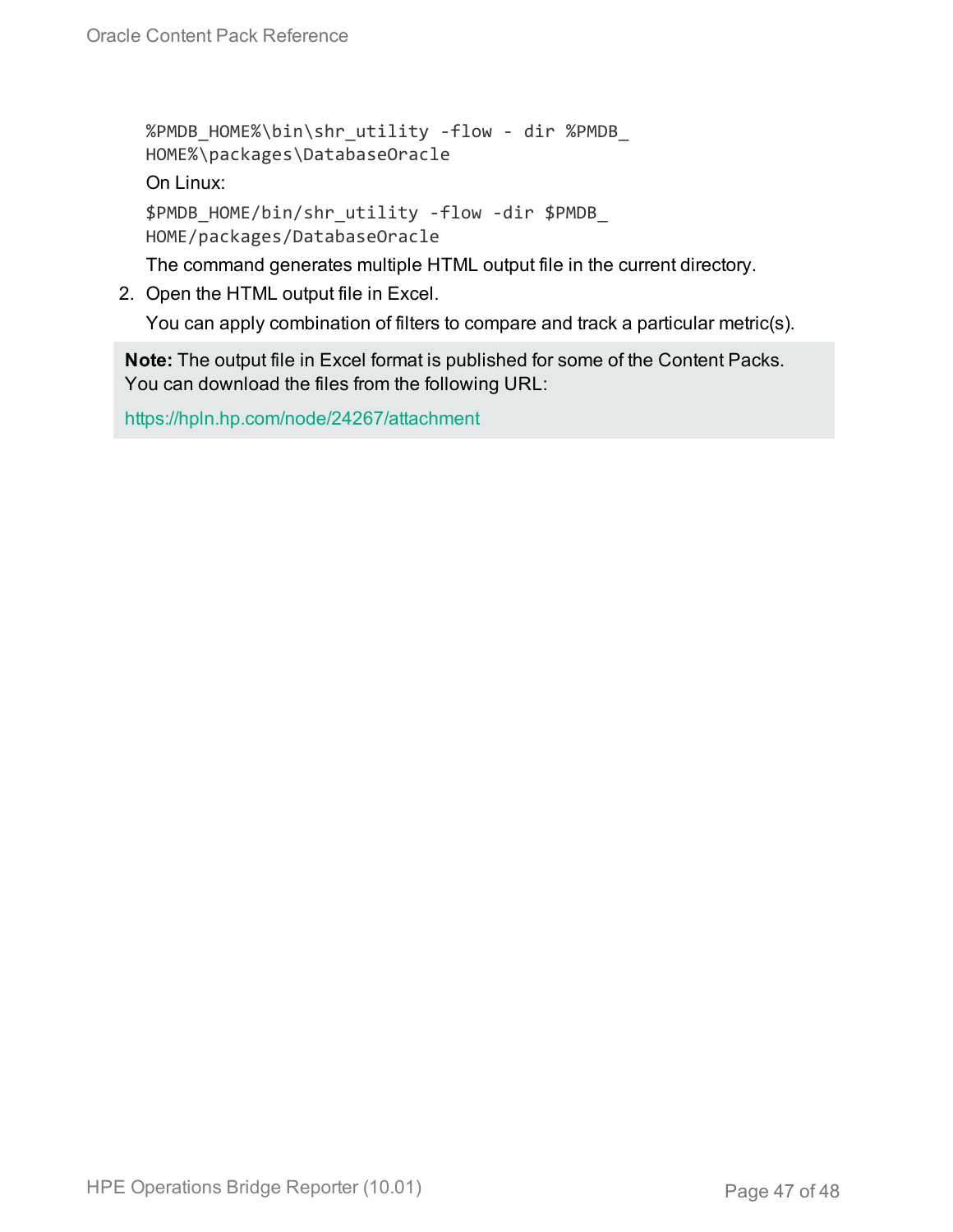```
%PMDB_HOME%\bin\shr_utility -flow - dir %PMDB_
HOME%\packages\DatabaseOracle
```

On Linux:

```
$PMDB_HOME/bin/shr_utility -flow -dir $PMDB_
HOME/packages/DatabaseOracle
```

The command generates multiple HTML output file in the current directory.

2. Open the HTML output file in Excel.

   You can apply combination of filters to compare and track a particular metric(s).

> **Note:** The output file in Excel format is published for some of the Content Packs. You can download the files from the following URL:
>
> https://hpln.hp.com/node/24267/attachment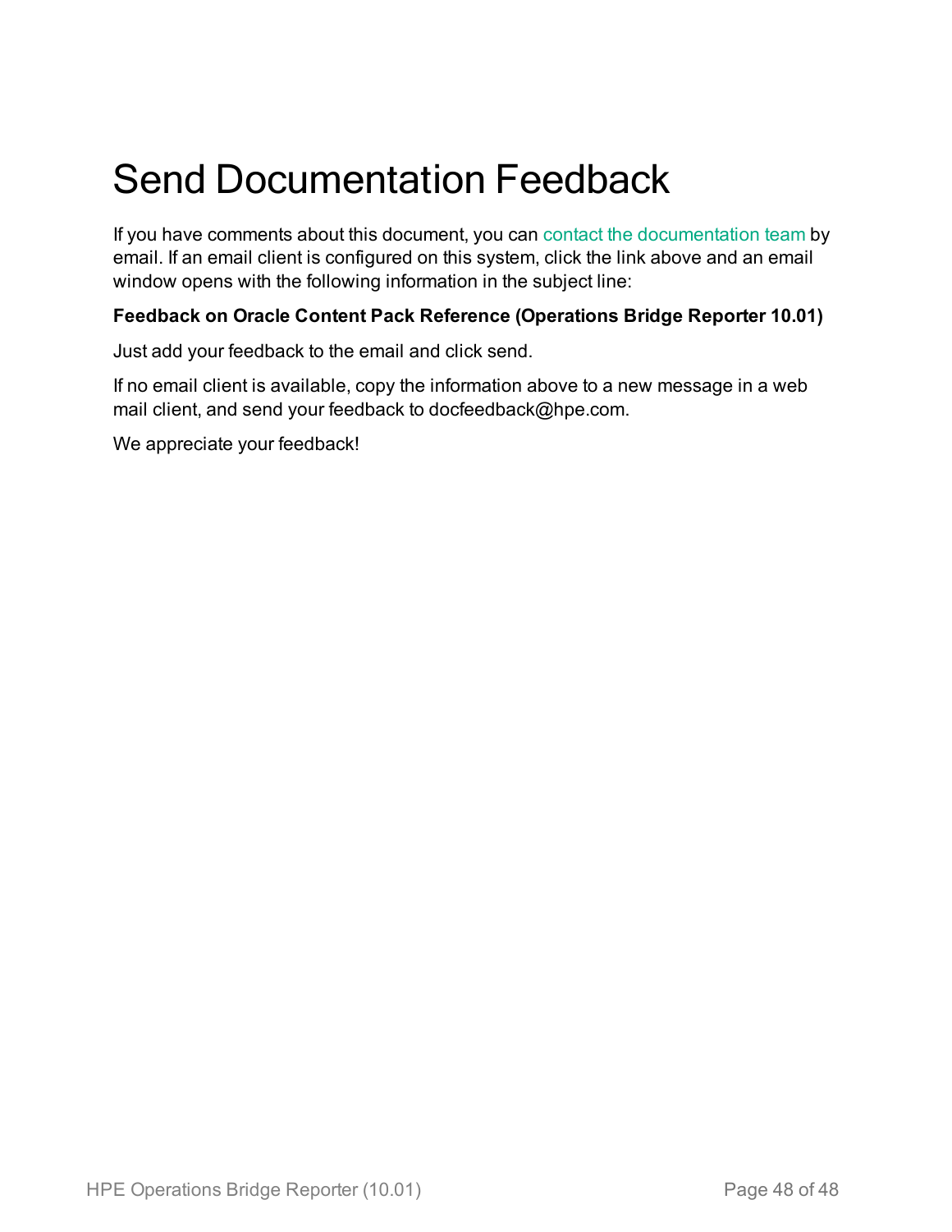# Send Documentation Feedback

If you have comments about this document, you can contact the documentation team by email. If an email client is configured on this system, click the link above and an email window opens with the following information in the subject line:

**Feedback on Oracle Content Pack Reference (Operations Bridge Reporter 10.01)**

Just add your feedback to the email and click send.

If no email client is available, copy the information above to a new message in a web mail client, and send your feedback to docfeedback@hpe.com.

We appreciate your feedback!